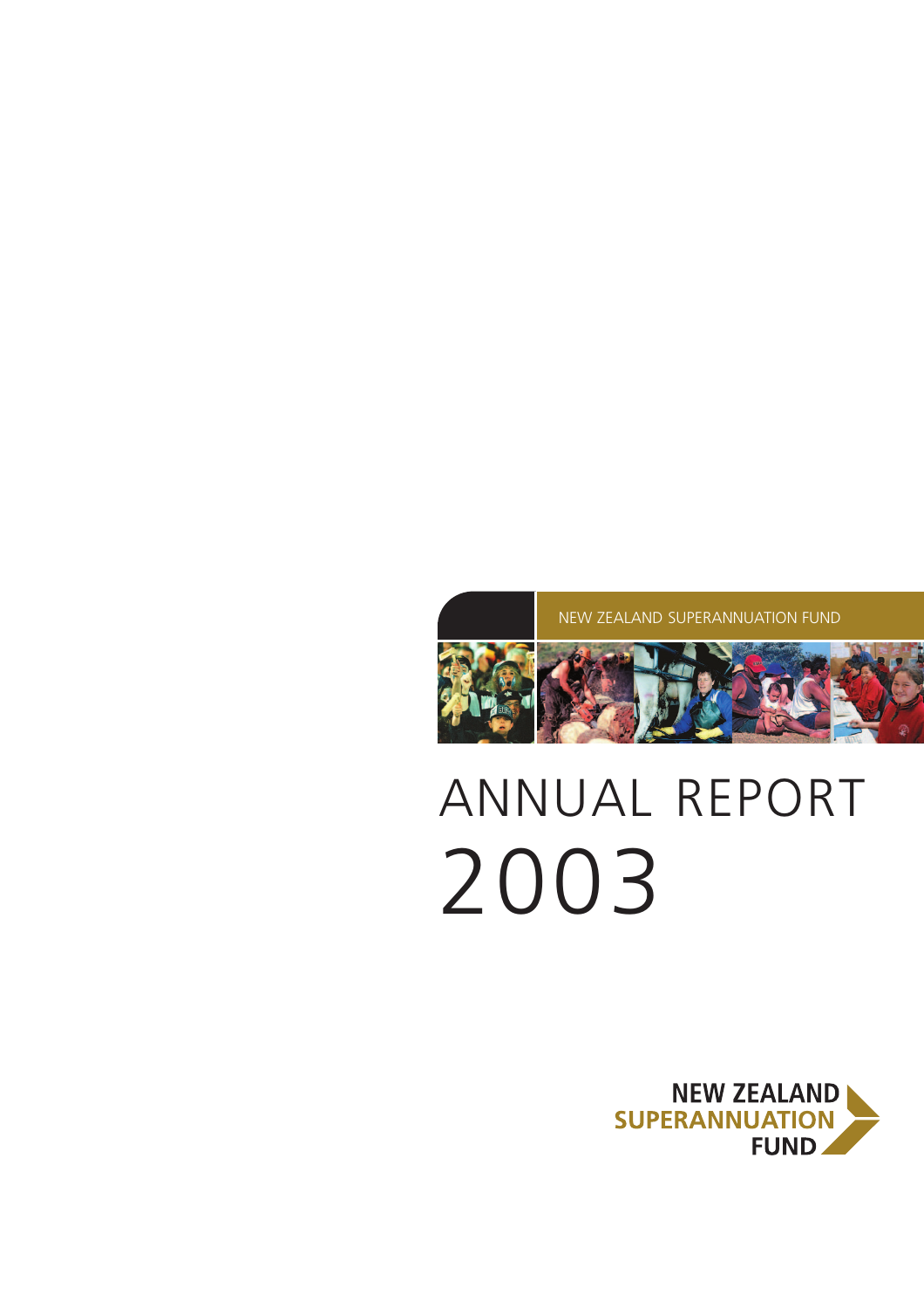NEW ZEALAND SUPERANNUATION FUND

# ANNUAL REPORT 2003

NEW ZEALAND SUPERANNUATION FUND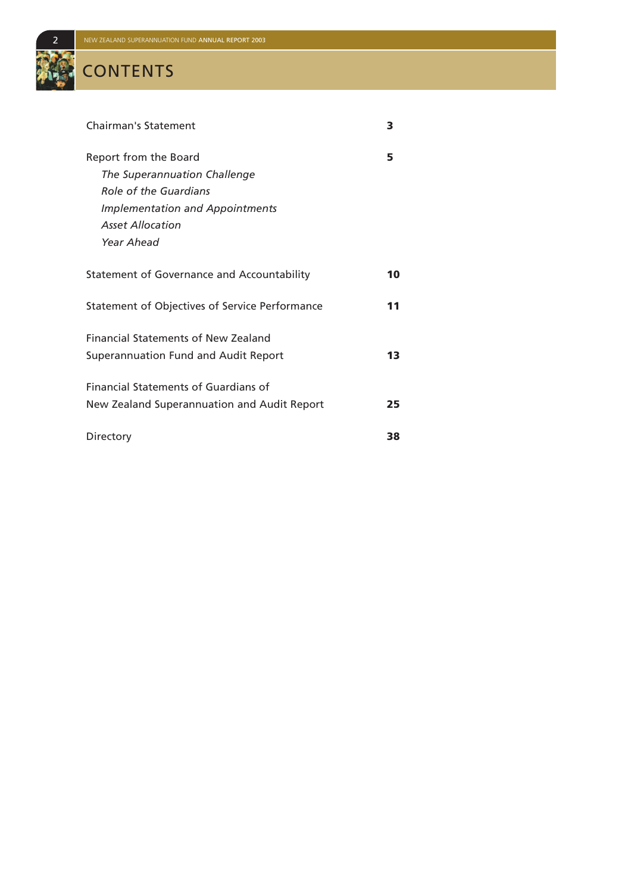# CONTENTS

| | |
|---|---|
| Chairman's Statement | **3** |
| Report from the Board | **5** |
| *The Superannuation Challenge* | |
| *Role of the Guardians* | |
| *Implementation and Appointments* | |
| *Asset Allocation* | |
| *Year Ahead* | |
| Statement of Governance and Accountability | **10** |
| Statement of Objectives of Service Performance | **11** |
| Financial Statements of New Zealand Superannuation Fund and Audit Report | **13** |
| Financial Statements of Guardians of New Zealand Superannuation and Audit Report | **25** |
| Directory | **38** |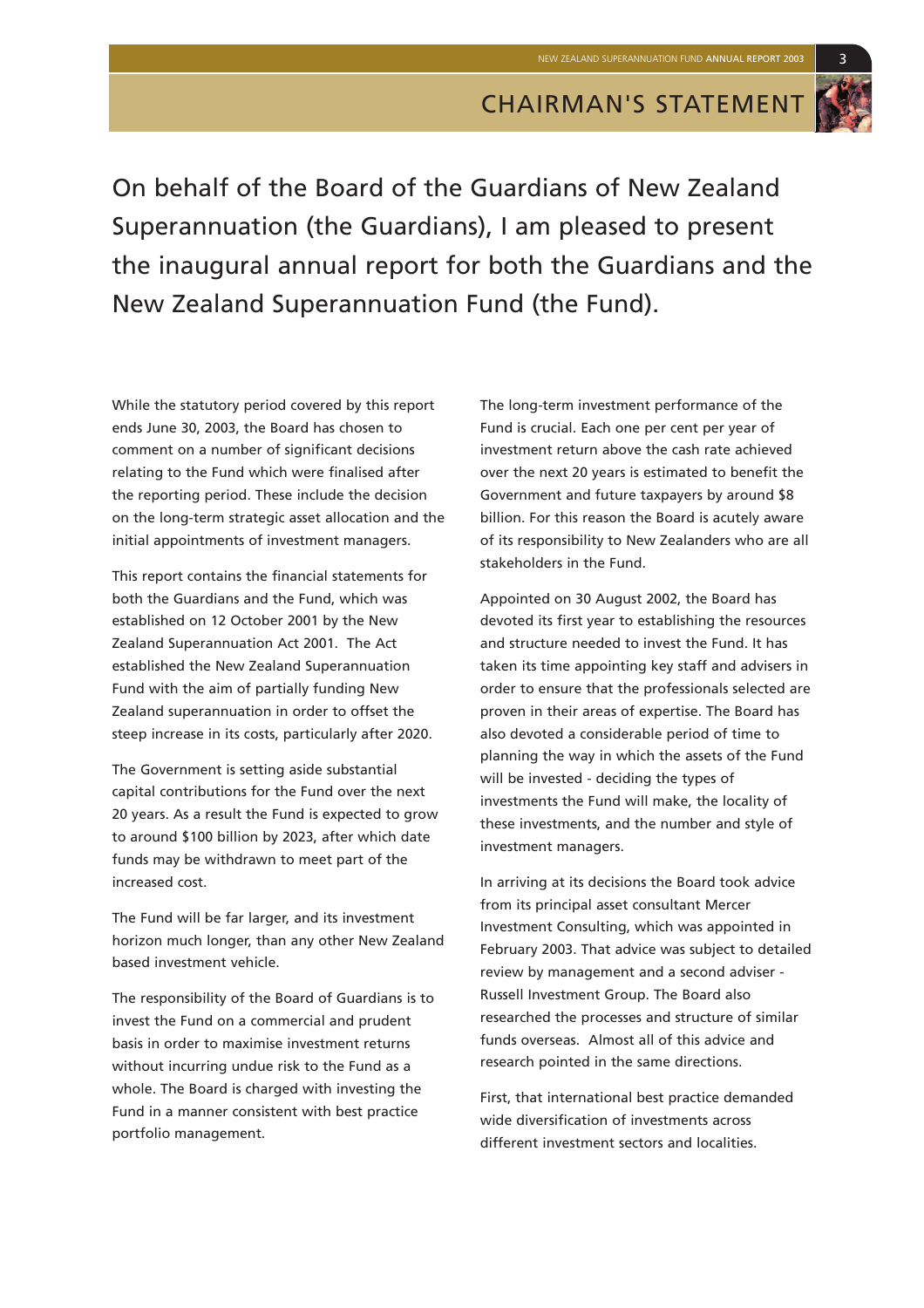# CHAIRMAN'S STATEMENT

On behalf of the Board of the Guardians of New Zealand Superannuation (the Guardians), I am pleased to present the inaugural annual report for both the Guardians and the New Zealand Superannuation Fund (the Fund).

While the statutory period covered by this report ends June 30, 2003, the Board has chosen to comment on a number of significant decisions relating to the Fund which were finalised after the reporting period. These include the decision on the long-term strategic asset allocation and the initial appointments of investment managers.

This report contains the financial statements for both the Guardians and the Fund, which was established on 12 October 2001 by the New Zealand Superannuation Act 2001. The Act established the New Zealand Superannuation Fund with the aim of partially funding New Zealand superannuation in order to offset the steep increase in its costs, particularly after 2020.

The Government is setting aside substantial capital contributions for the Fund over the next 20 years. As a result the Fund is expected to grow to around $100 billion by 2023, after which date funds may be withdrawn to meet part of the increased cost.

The Fund will be far larger, and its investment horizon much longer, than any other New Zealand based investment vehicle.

The responsibility of the Board of Guardians is to invest the Fund on a commercial and prudent basis in order to maximise investment returns without incurring undue risk to the Fund as a whole. The Board is charged with investing the Fund in a manner consistent with best practice portfolio management.

The long-term investment performance of the Fund is crucial. Each one per cent per year of investment return above the cash rate achieved over the next 20 years is estimated to benefit the Government and future taxpayers by around $8 billion. For this reason the Board is acutely aware of its responsibility to New Zealanders who are all stakeholders in the Fund.

Appointed on 30 August 2002, the Board has devoted its first year to establishing the resources and structure needed to invest the Fund. It has taken its time appointing key staff and advisers in order to ensure that the professionals selected are proven in their areas of expertise. The Board has also devoted a considerable period of time to planning the way in which the assets of the Fund will be invested - deciding the types of investments the Fund will make, the locality of these investments, and the number and style of investment managers.

In arriving at its decisions the Board took advice from its principal asset consultant Mercer Investment Consulting, which was appointed in February 2003. That advice was subject to detailed review by management and a second adviser - Russell Investment Group. The Board also researched the processes and structure of similar funds overseas. Almost all of this advice and research pointed in the same directions.

First, that international best practice demanded wide diversification of investments across different investment sectors and localities.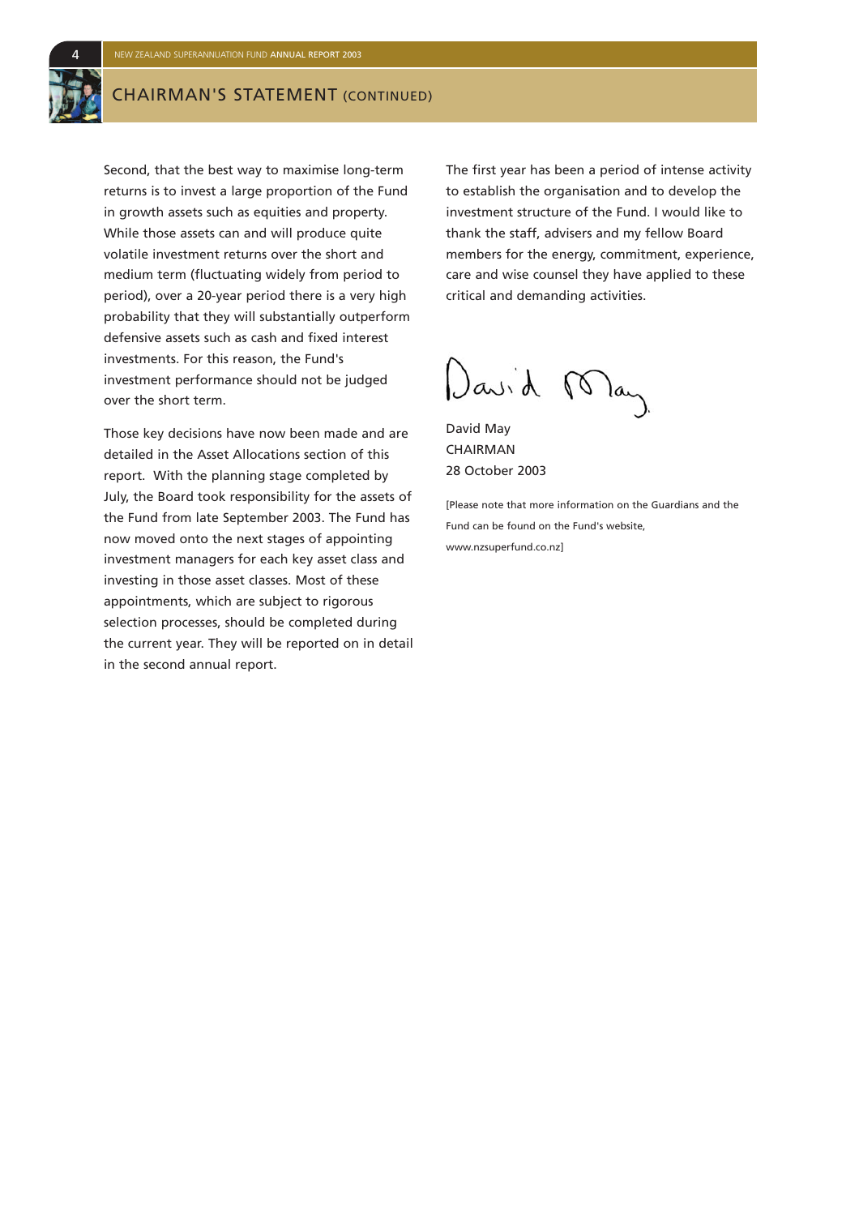## CHAIRMAN'S STATEMENT (CONTINUED)

Second, that the best way to maximise long-term returns is to invest a large proportion of the Fund in growth assets such as equities and property. While those assets can and will produce quite volatile investment returns over the short and medium term (fluctuating widely from period to period), over a 20-year period there is a very high probability that they will substantially outperform defensive assets such as cash and fixed interest investments. For this reason, the Fund's investment performance should not be judged over the short term.

Those key decisions have now been made and are detailed in the Asset Allocations section of this report. With the planning stage completed by July, the Board took responsibility for the assets of the Fund from late September 2003. The Fund has now moved onto the next stages of appointing investment managers for each key asset class and investing in those asset classes. Most of these appointments, which are subject to rigorous selection processes, should be completed during the current year. They will be reported on in detail in the second annual report.

The first year has been a period of intense activity to establish the organisation and to develop the investment structure of the Fund. I would like to thank the staff, advisers and my fellow Board members for the energy, commitment, experience, care and wise counsel they have applied to these critical and demanding activities.

David May
CHAIRMAN
28 October 2003

[Please note that more information on the Guardians and the Fund can be found on the Fund's website, www.nzsuperfund.co.nz]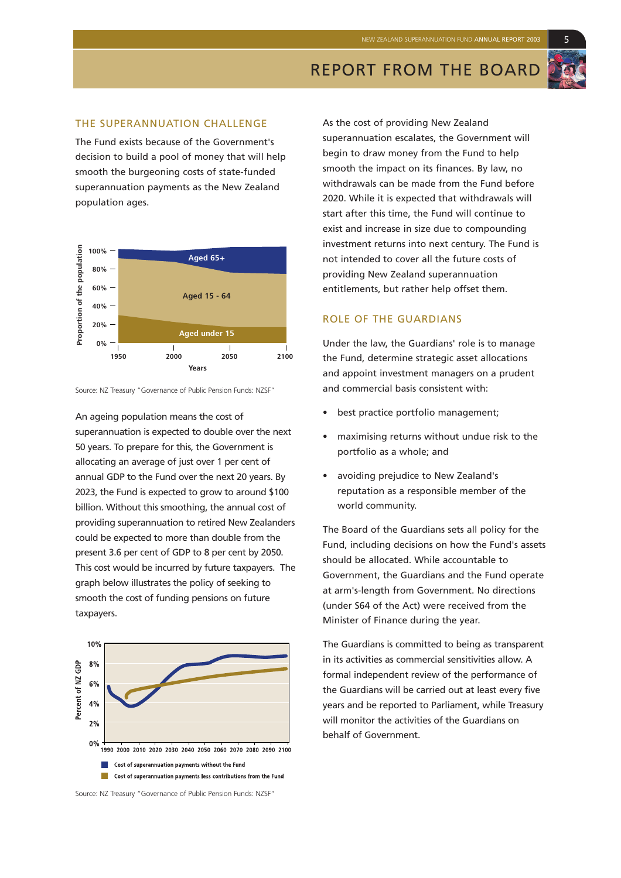# REPORT FROM THE BOARD

## THE SUPERANNUATION CHALLENGE

The Fund exists because of the Government's decision to build a pool of money that will help smooth the burgeoning costs of state-funded superannuation payments as the New Zealand population ages.

Source: NZ Treasury "Governance of Public Pension Funds: NZSF"

An ageing population means the cost of superannuation is expected to double over the next 50 years. To prepare for this, the Government is allocating an average of just over 1 per cent of annual GDP to the Fund over the next 20 years. By 2023, the Fund is expected to grow to around $100 billion. Without this smoothing, the annual cost of providing superannuation to retired New Zealanders could be expected to more than double from the present 3.6 per cent of GDP to 8 per cent by 2050. This cost would be incurred by future taxpayers. The graph below illustrates the policy of seeking to smooth the cost of funding pensions on future taxpayers.

Source: NZ Treasury "Governance of Public Pension Funds: NZSF"

As the cost of providing New Zealand superannuation escalates, the Government will begin to draw money from the Fund to help smooth the impact on its finances. By law, no withdrawals can be made from the Fund before 2020. While it is expected that withdrawals will start after this time, the Fund will continue to exist and increase in size due to compounding investment returns into next century. The Fund is not intended to cover all the future costs of providing New Zealand superannuation entitlements, but rather help offset them.

## ROLE OF THE GUARDIANS

Under the law, the Guardians' role is to manage the Fund, determine strategic asset allocations and appoint investment managers on a prudent and commercial basis consistent with:

- best practice portfolio management;
- maximising returns without undue risk to the portfolio as a whole; and
- avoiding prejudice to New Zealand's reputation as a responsible member of the world community.

The Board of the Guardians sets all policy for the Fund, including decisions on how the Fund's assets should be allocated. While accountable to Government, the Guardians and the Fund operate at arm's-length from Government. No directions (under S64 of the Act) were received from the Minister of Finance during the year.

The Guardians is committed to being as transparent in its activities as commercial sensitivities allow. A formal independent review of the performance of the Guardians will be carried out at least every five years and be reported to Parliament, while Treasury will monitor the activities of the Guardians on behalf of Government.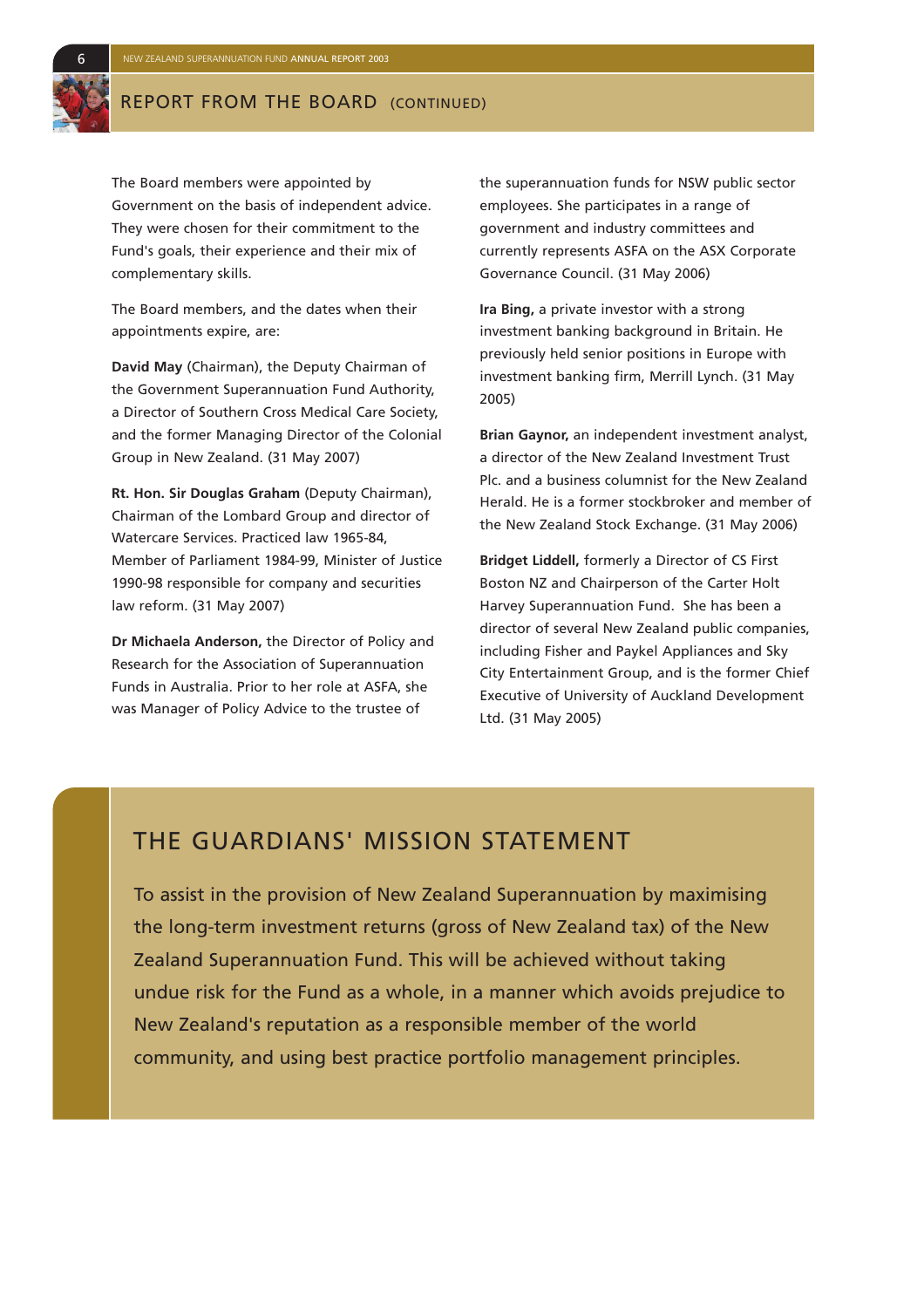## REPORT FROM THE BOARD (CONTINUED)

The Board members were appointed by Government on the basis of independent advice. They were chosen for their commitment to the Fund's goals, their experience and their mix of complementary skills.

The Board members, and the dates when their appointments expire, are:

**David May** (Chairman), the Deputy Chairman of the Government Superannuation Fund Authority, a Director of Southern Cross Medical Care Society, and the former Managing Director of the Colonial Group in New Zealand. (31 May 2007)

**Rt. Hon. Sir Douglas Graham** (Deputy Chairman), Chairman of the Lombard Group and director of Watercare Services. Practiced law 1965-84, Member of Parliament 1984-99, Minister of Justice 1990-98 responsible for company and securities law reform. (31 May 2007)

**Dr Michaela Anderson,** the Director of Policy and Research for the Association of Superannuation Funds in Australia. Prior to her role at ASFA, she was Manager of Policy Advice to the trustee of the superannuation funds for NSW public sector employees. She participates in a range of government and industry committees and currently represents ASFA on the ASX Corporate Governance Council. (31 May 2006)

**Ira Bing,** a private investor with a strong investment banking background in Britain. He previously held senior positions in Europe with investment banking firm, Merrill Lynch. (31 May 2005)

**Brian Gaynor,** an independent investment analyst, a director of the New Zealand Investment Trust Plc. and a business columnist for the New Zealand Herald. He is a former stockbroker and member of the New Zealand Stock Exchange. (31 May 2006)

**Bridget Liddell,** formerly a Director of CS First Boston NZ and Chairperson of the Carter Holt Harvey Superannuation Fund. She has been a director of several New Zealand public companies, including Fisher and Paykel Appliances and Sky City Entertainment Group, and is the former Chief Executive of University of Auckland Development Ltd. (31 May 2005)

## THE GUARDIANS' MISSION STATEMENT

To assist in the provision of New Zealand Superannuation by maximising the long-term investment returns (gross of New Zealand tax) of the New Zealand Superannuation Fund. This will be achieved without taking undue risk for the Fund as a whole, in a manner which avoids prejudice to New Zealand's reputation as a responsible member of the world community, and using best practice portfolio management principles.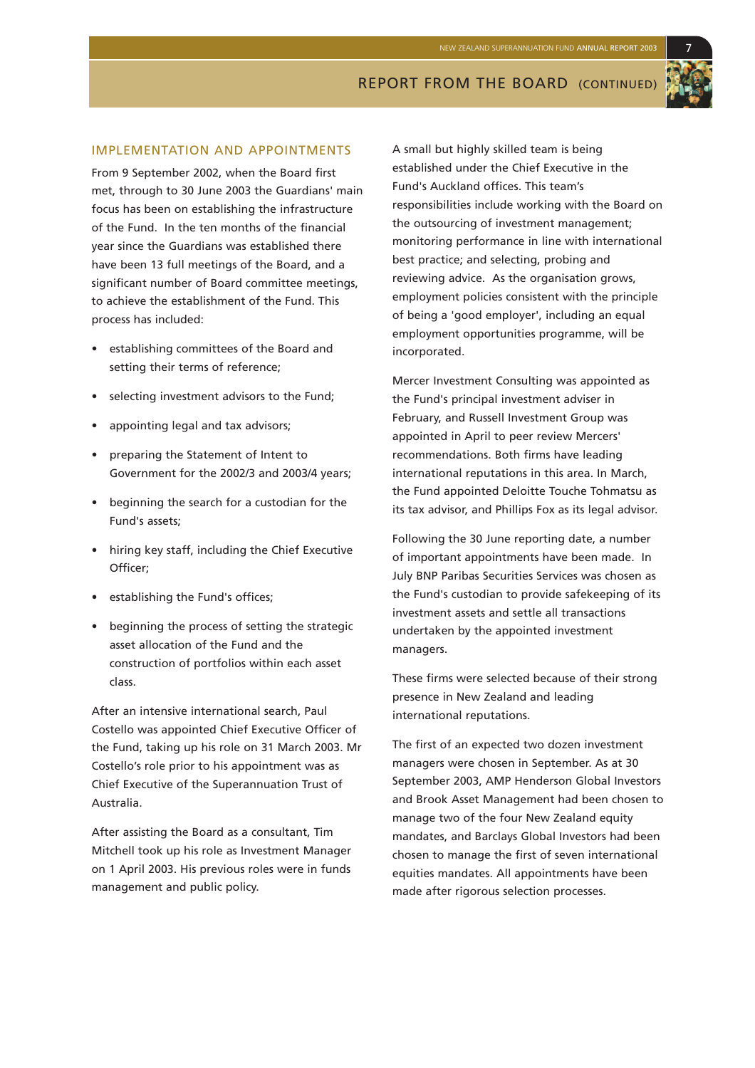## REPORT FROM THE BOARD (CONTINUED)

### IMPLEMENTATION AND APPOINTMENTS

From 9 September 2002, when the Board first met, through to 30 June 2003 the Guardians' main focus has been on establishing the infrastructure of the Fund. In the ten months of the financial year since the Guardians was established there have been 13 full meetings of the Board, and a significant number of Board committee meetings, to achieve the establishment of the Fund. This process has included:

- establishing committees of the Board and setting their terms of reference;
- selecting investment advisors to the Fund;
- appointing legal and tax advisors;
- preparing the Statement of Intent to Government for the 2002/3 and 2003/4 years;
- beginning the search for a custodian for the Fund's assets;
- hiring key staff, including the Chief Executive Officer;
- establishing the Fund's offices;
- beginning the process of setting the strategic asset allocation of the Fund and the construction of portfolios within each asset class.

After an intensive international search, Paul Costello was appointed Chief Executive Officer of the Fund, taking up his role on 31 March 2003. Mr Costello's role prior to his appointment was as Chief Executive of the Superannuation Trust of Australia.

After assisting the Board as a consultant, Tim Mitchell took up his role as Investment Manager on 1 April 2003. His previous roles were in funds management and public policy.

A small but highly skilled team is being established under the Chief Executive in the Fund's Auckland offices. This team's responsibilities include working with the Board on the outsourcing of investment management; monitoring performance in line with international best practice; and selecting, probing and reviewing advice. As the organisation grows, employment policies consistent with the principle of being a 'good employer', including an equal employment opportunities programme, will be incorporated.

Mercer Investment Consulting was appointed as the Fund's principal investment adviser in February, and Russell Investment Group was appointed in April to peer review Mercers' recommendations. Both firms have leading international reputations in this area. In March, the Fund appointed Deloitte Touche Tohmatsu as its tax advisor, and Phillips Fox as its legal advisor.

Following the 30 June reporting date, a number of important appointments have been made. In July BNP Paribas Securities Services was chosen as the Fund's custodian to provide safekeeping of its investment assets and settle all transactions undertaken by the appointed investment managers.

These firms were selected because of their strong presence in New Zealand and leading international reputations.

The first of an expected two dozen investment managers were chosen in September. As at 30 September 2003, AMP Henderson Global Investors and Brook Asset Management had been chosen to manage two of the four New Zealand equity mandates, and Barclays Global Investors had been chosen to manage the first of seven international equities mandates. All appointments have been made after rigorous selection processes.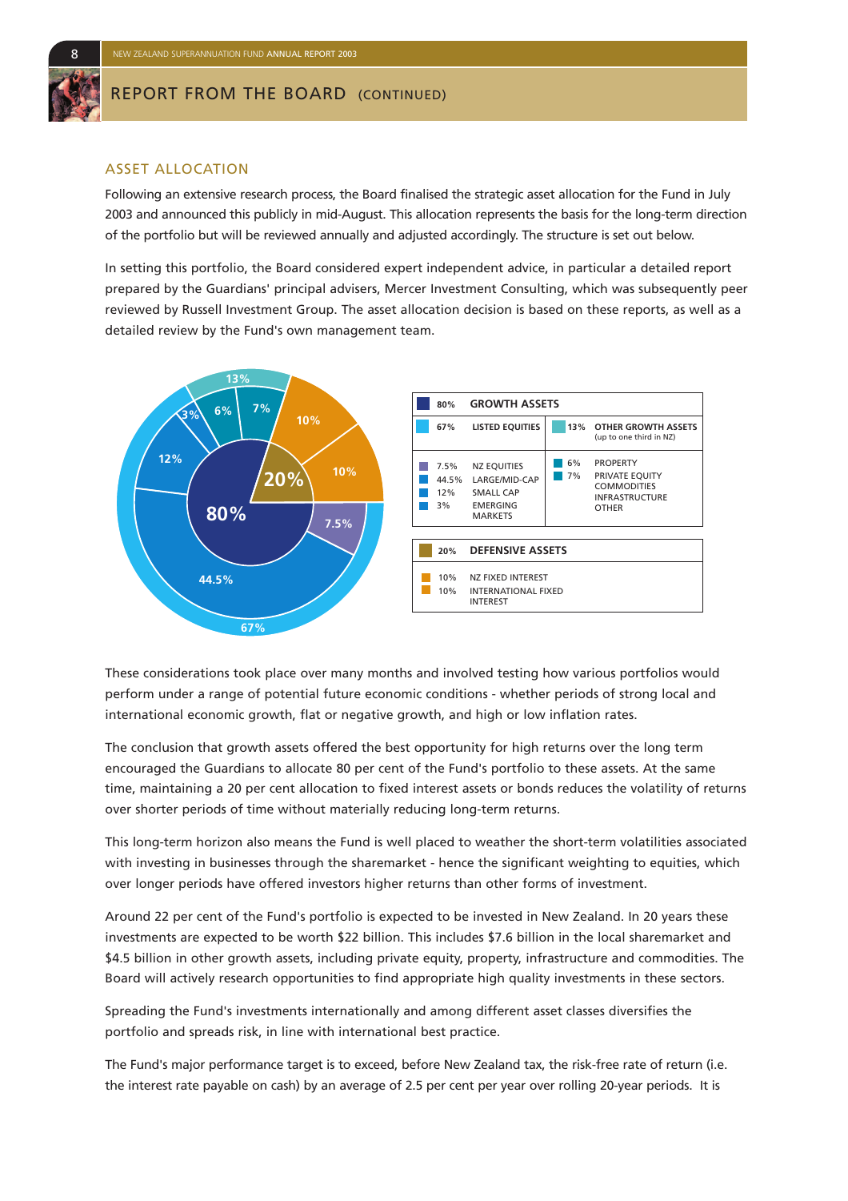## REPORT FROM THE BOARD (CONTINUED)

### ASSET ALLOCATION

Following an extensive research process, the Board finalised the strategic asset allocation for the Fund in July 2003 and announced this publicly in mid-August. This allocation represents the basis for the long-term direction of the portfolio but will be reviewed annually and adjusted accordingly. The structure is set out below.

In setting this portfolio, the Board considered expert independent advice, in particular a detailed report prepared by the Guardians' principal advisers, Mercer Investment Consulting, which was subsequently peer reviewed by Russell Investment Group. The asset allocation decision is based on these reports, as well as a detailed review by the Fund's own management team.

| 80% | GROWTH ASSETS | | |
|---|---|---|---|
| 67% | LISTED EQUITIES | 13% | OTHER GROWTH ASSETS (up to one third in NZ) |
| 7.5% | NZ EQUITIES | 6% | PROPERTY |
| 44.5% | LARGE/MID-CAP | 7% | PRIVATE EQUITY, COMMODITIES, INFRASTRUCTURE, OTHER |
| 12% | SMALL CAP | | |
| 3% | EMERGING MARKETS | | |

| 20% | DEFENSIVE ASSETS |
|---|---|
| 10% | NZ FIXED INTEREST |
| 10% | INTERNATIONAL FIXED INTEREST |

These considerations took place over many months and involved testing how various portfolios would perform under a range of potential future economic conditions - whether periods of strong local and international economic growth, flat or negative growth, and high or low inflation rates.

The conclusion that growth assets offered the best opportunity for high returns over the long term encouraged the Guardians to allocate 80 per cent of the Fund's portfolio to these assets. At the same time, maintaining a 20 per cent allocation to fixed interest assets or bonds reduces the volatility of returns over shorter periods of time without materially reducing long-term returns.

This long-term horizon also means the Fund is well placed to weather the short-term volatilities associated with investing in businesses through the sharemarket - hence the significant weighting to equities, which over longer periods have offered investors higher returns than other forms of investment.

Around 22 per cent of the Fund's portfolio is expected to be invested in New Zealand. In 20 years these investments are expected to be worth $22 billion. This includes $7.6 billion in the local sharemarket and $4.5 billion in other growth assets, including private equity, property, infrastructure and commodities. The Board will actively research opportunities to find appropriate high quality investments in these sectors.

Spreading the Fund's investments internationally and among different asset classes diversifies the portfolio and spreads risk, in line with international best practice.

The Fund's major performance target is to exceed, before New Zealand tax, the risk-free rate of return (i.e. the interest rate payable on cash) by an average of 2.5 per cent per year over rolling 20-year periods. It is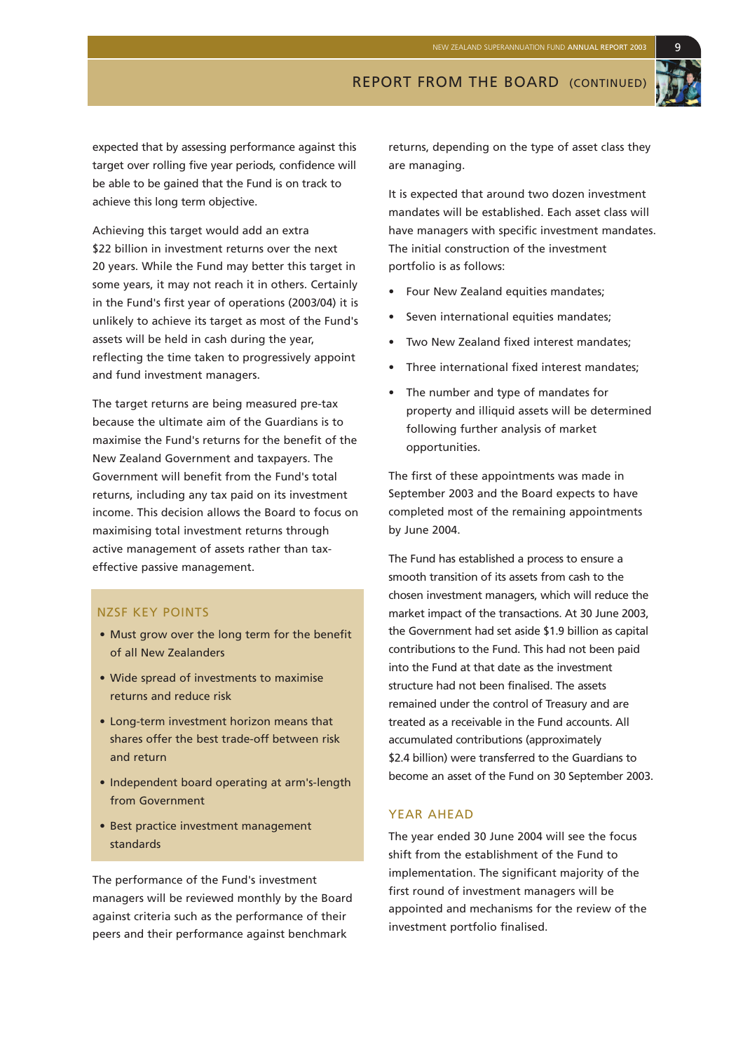expected that by assessing performance against this target over rolling five year periods, confidence will be able to be gained that the Fund is on track to achieve this long term objective.

Achieving this target would add an extra $22 billion in investment returns over the next 20 years. While the Fund may better this target in some years, it may not reach it in others. Certainly in the Fund's first year of operations (2003/04) it is unlikely to achieve its target as most of the Fund's assets will be held in cash during the year, reflecting the time taken to progressively appoint and fund investment managers.

The target returns are being measured pre-tax because the ultimate aim of the Guardians is to maximise the Fund's returns for the benefit of the New Zealand Government and taxpayers. The Government will benefit from the Fund's total returns, including any tax paid on its investment income. This decision allows the Board to focus on maximising total investment returns through active management of assets rather than tax-effective passive management.

### NZSF KEY POINTS

- Must grow over the long term for the benefit of all New Zealanders
- Wide spread of investments to maximise returns and reduce risk
- Long-term investment horizon means that shares offer the best trade-off between risk and return
- Independent board operating at arm's-length from Government
- Best practice investment management standards

The performance of the Fund's investment managers will be reviewed monthly by the Board against criteria such as the performance of their peers and their performance against benchmark returns, depending on the type of asset class they are managing.

It is expected that around two dozen investment mandates will be established. Each asset class will have managers with specific investment mandates. The initial construction of the investment portfolio is as follows:

- Four New Zealand equities mandates;
- Seven international equities mandates;
- Two New Zealand fixed interest mandates;
- Three international fixed interest mandates;
- The number and type of mandates for property and illiquid assets will be determined following further analysis of market opportunities.

The first of these appointments was made in September 2003 and the Board expects to have completed most of the remaining appointments by June 2004.

The Fund has established a process to ensure a smooth transition of its assets from cash to the chosen investment managers, which will reduce the market impact of the transactions. At 30 June 2003, the Government had set aside $1.9 billion as capital contributions to the Fund. This had not been paid into the Fund at that date as the investment structure had not been finalised. The assets remained under the control of Treasury and are treated as a receivable in the Fund accounts. All accumulated contributions (approximately $2.4 billion) were transferred to the Guardians to become an asset of the Fund on 30 September 2003.

## YEAR AHEAD

The year ended 30 June 2004 will see the focus shift from the establishment of the Fund to implementation. The significant majority of the first round of investment managers will be appointed and mechanisms for the review of the investment portfolio finalised.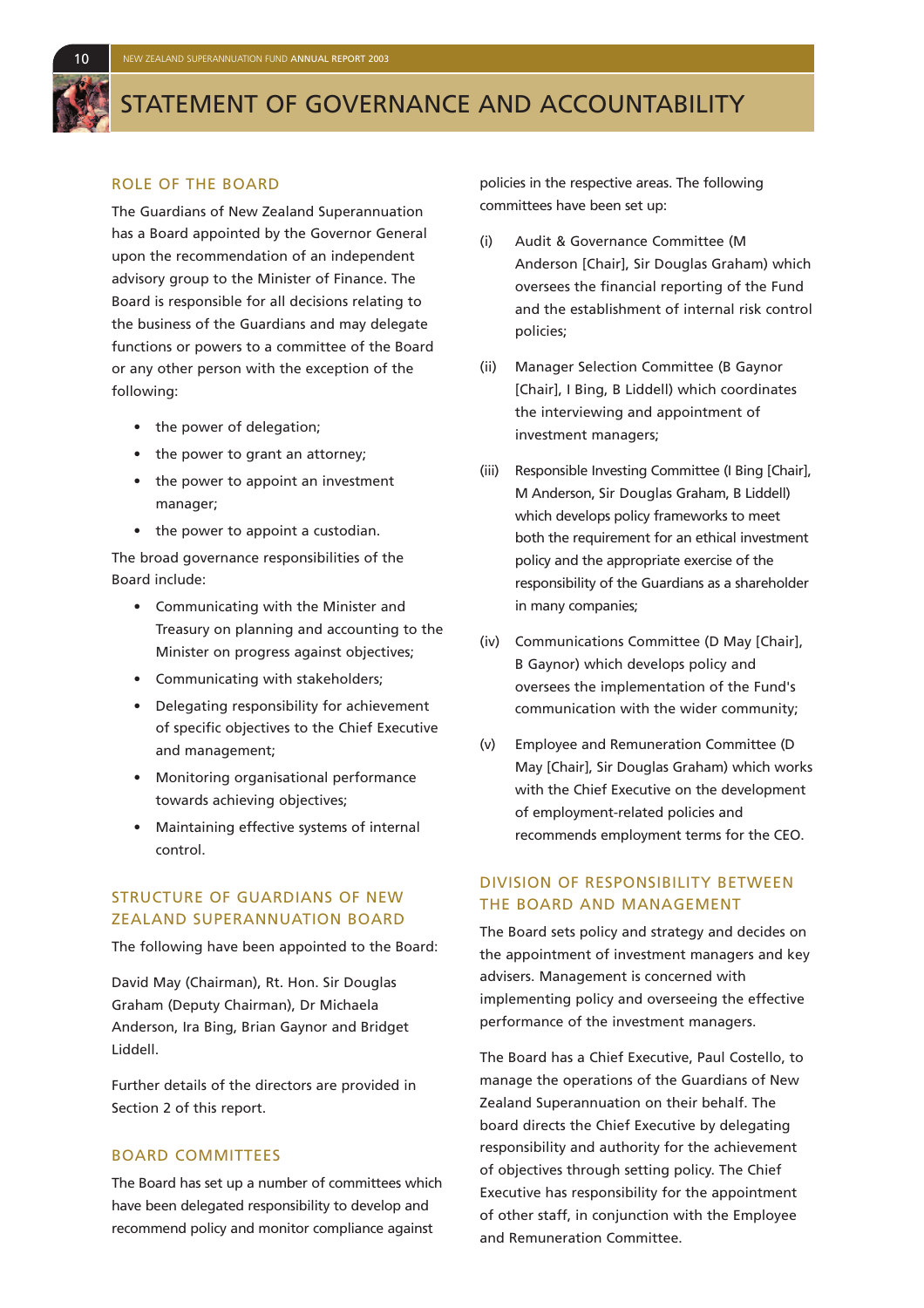# STATEMENT OF GOVERNANCE AND ACCOUNTABILITY

## ROLE OF THE BOARD

The Guardians of New Zealand Superannuation has a Board appointed by the Governor General upon the recommendation of an independent advisory group to the Minister of Finance. The Board is responsible for all decisions relating to the business of the Guardians and may delegate functions or powers to a committee of the Board or any other person with the exception of the following:

- the power of delegation;
- the power to grant an attorney;
- the power to appoint an investment manager;
- the power to appoint a custodian.

The broad governance responsibilities of the Board include:

- Communicating with the Minister and Treasury on planning and accounting to the Minister on progress against objectives;
- Communicating with stakeholders;
- Delegating responsibility for achievement of specific objectives to the Chief Executive and management;
- Monitoring organisational performance towards achieving objectives;
- Maintaining effective systems of internal control.

## STRUCTURE OF GUARDIANS OF NEW ZEALAND SUPERANNUATION BOARD

The following have been appointed to the Board:

David May (Chairman), Rt. Hon. Sir Douglas Graham (Deputy Chairman), Dr Michaela Anderson, Ira Bing, Brian Gaynor and Bridget Liddell.

Further details of the directors are provided in Section 2 of this report.

## BOARD COMMITTEES

The Board has set up a number of committees which have been delegated responsibility to develop and recommend policy and monitor compliance against policies in the respective areas. The following committees have been set up:

(i) Audit & Governance Committee (M Anderson [Chair], Sir Douglas Graham) which oversees the financial reporting of the Fund and the establishment of internal risk control policies;

(ii) Manager Selection Committee (B Gaynor [Chair], I Bing, B Liddell) which coordinates the interviewing and appointment of investment managers;

(iii) Responsible Investing Committee (I Bing [Chair], M Anderson, Sir Douglas Graham, B Liddell) which develops policy frameworks to meet both the requirement for an ethical investment policy and the appropriate exercise of the responsibility of the Guardians as a shareholder in many companies;

(iv) Communications Committee (D May [Chair], B Gaynor) which develops policy and oversees the implementation of the Fund's communication with the wider community;

(v) Employee and Remuneration Committee (D May [Chair], Sir Douglas Graham) which works with the Chief Executive on the development of employment-related policies and recommends employment terms for the CEO.

## DIVISION OF RESPONSIBILITY BETWEEN THE BOARD AND MANAGEMENT

The Board sets policy and strategy and decides on the appointment of investment managers and key advisers. Management is concerned with implementing policy and overseeing the effective performance of the investment managers.

The Board has a Chief Executive, Paul Costello, to manage the operations of the Guardians of New Zealand Superannuation on their behalf. The board directs the Chief Executive by delegating responsibility and authority for the achievement of objectives through setting policy. The Chief Executive has responsibility for the appointment of other staff, in conjunction with the Employee and Remuneration Committee.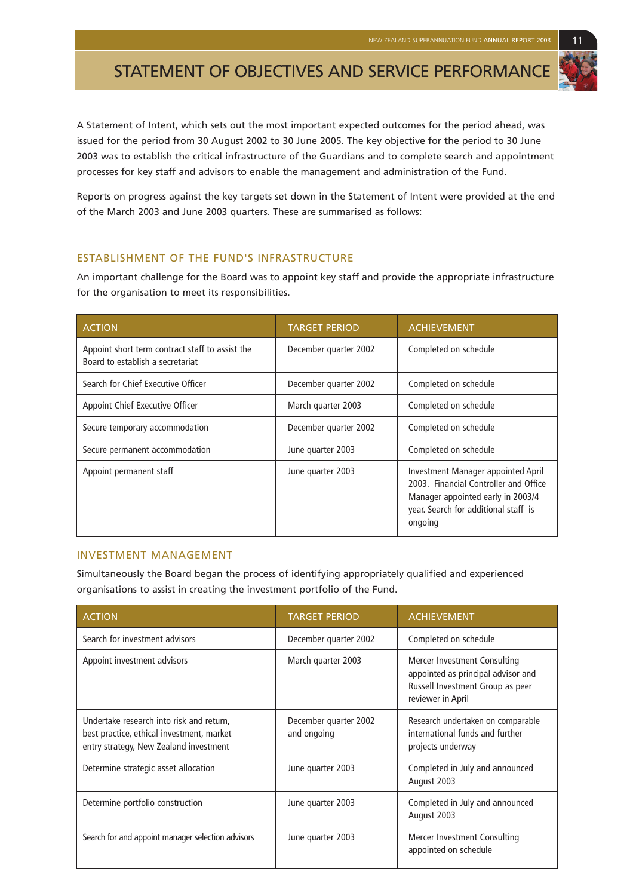# STATEMENT OF OBJECTIVES AND SERVICE PERFORMANCE

A Statement of Intent, which sets out the most important expected outcomes for the period ahead, was issued for the period from 30 August 2002 to 30 June 2005. The key objective for the period to 30 June 2003 was to establish the critical infrastructure of the Guardians and to complete search and appointment processes for key staff and advisors to enable the management and administration of the Fund.

Reports on progress against the key targets set down in the Statement of Intent were provided at the end of the March 2003 and June 2003 quarters. These are summarised as follows:

## ESTABLISHMENT OF THE FUND'S INFRASTRUCTURE

An important challenge for the Board was to appoint key staff and provide the appropriate infrastructure for the organisation to meet its responsibilities.

| ACTION | TARGET PERIOD | ACHIEVEMENT |
|---|---|---|
| Appoint short term contract staff to assist the Board to establish a secretariat | December quarter 2002 | Completed on schedule |
| Search for Chief Executive Officer | December quarter 2002 | Completed on schedule |
| Appoint Chief Executive Officer | March quarter 2003 | Completed on schedule |
| Secure temporary accommodation | December quarter 2002 | Completed on schedule |
| Secure permanent accommodation | June quarter 2003 | Completed on schedule |
| Appoint permanent staff | June quarter 2003 | Investment Manager appointed April 2003. Financial Controller and Office Manager appointed early in 2003/4 year. Search for additional staff is ongoing |

## INVESTMENT MANAGEMENT

Simultaneously the Board began the process of identifying appropriately qualified and experienced organisations to assist in creating the investment portfolio of the Fund.

| ACTION | TARGET PERIOD | ACHIEVEMENT |
|---|---|---|
| Search for investment advisors | December quarter 2002 | Completed on schedule |
| Appoint investment advisors | March quarter 2003 | Mercer Investment Consulting appointed as principal advisor and Russell Investment Group as peer reviewer in April |
| Undertake research into risk and return, best practice, ethical investment, market entry strategy, New Zealand investment | December quarter 2002 and ongoing | Research undertaken on comparable international funds and further projects underway |
| Determine strategic asset allocation | June quarter 2003 | Completed in July and announced August 2003 |
| Determine portfolio construction | June quarter 2003 | Completed in July and announced August 2003 |
| Search for and appoint manager selection advisors | June quarter 2003 | Mercer Investment Consulting appointed on schedule |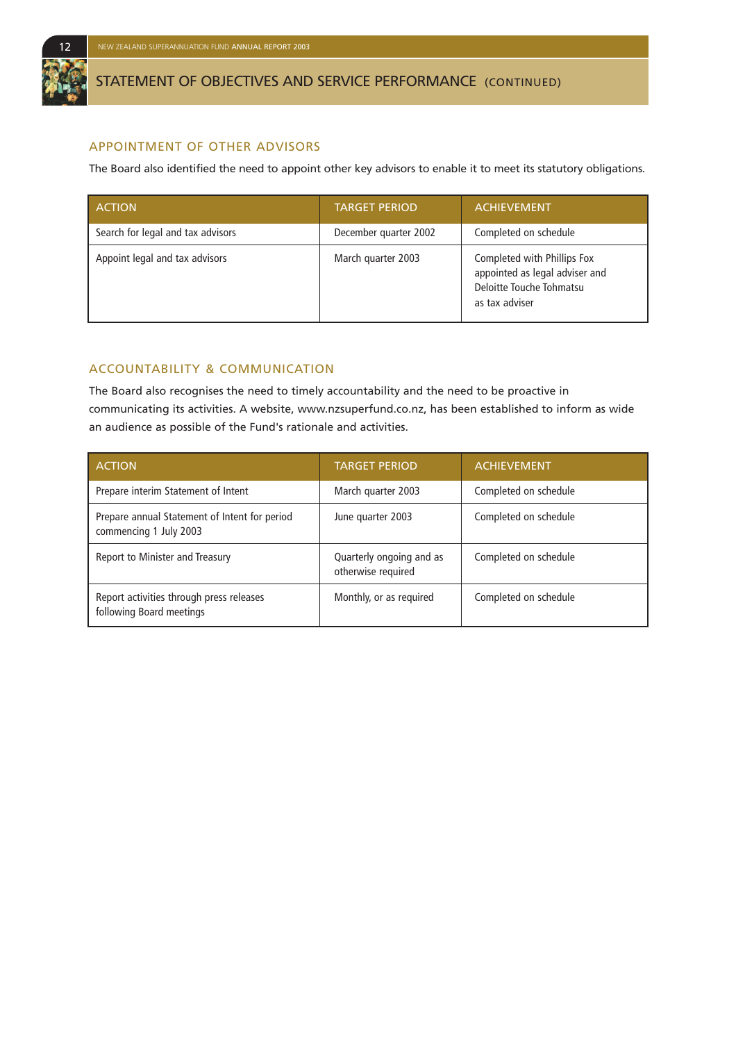## STATEMENT OF OBJECTIVES AND SERVICE PERFORMANCE (CONTINUED)

### APPOINTMENT OF OTHER ADVISORS

The Board also identified the need to appoint other key advisors to enable it to meet its statutory obligations.

| ACTION | TARGET PERIOD | ACHIEVEMENT |
|---|---|---|
| Search for legal and tax advisors | December quarter 2002 | Completed on schedule |
| Appoint legal and tax advisors | March quarter 2003 | Completed with Phillips Fox appointed as legal adviser and Deloitte Touche Tohmatsu as tax adviser |

### ACCOUNTABILITY & COMMUNICATION

The Board also recognises the need to timely accountability and the need to be proactive in communicating its activities. A website, www.nzsuperfund.co.nz, has been established to inform as wide an audience as possible of the Fund's rationale and activities.

| ACTION | TARGET PERIOD | ACHIEVEMENT |
|---|---|---|
| Prepare interim Statement of Intent | March quarter 2003 | Completed on schedule |
| Prepare annual Statement of Intent for period commencing 1 July 2003 | June quarter 2003 | Completed on schedule |
| Report to Minister and Treasury | Quarterly ongoing and as otherwise required | Completed on schedule |
| Report activities through press releases following Board meetings | Monthly, or as required | Completed on schedule |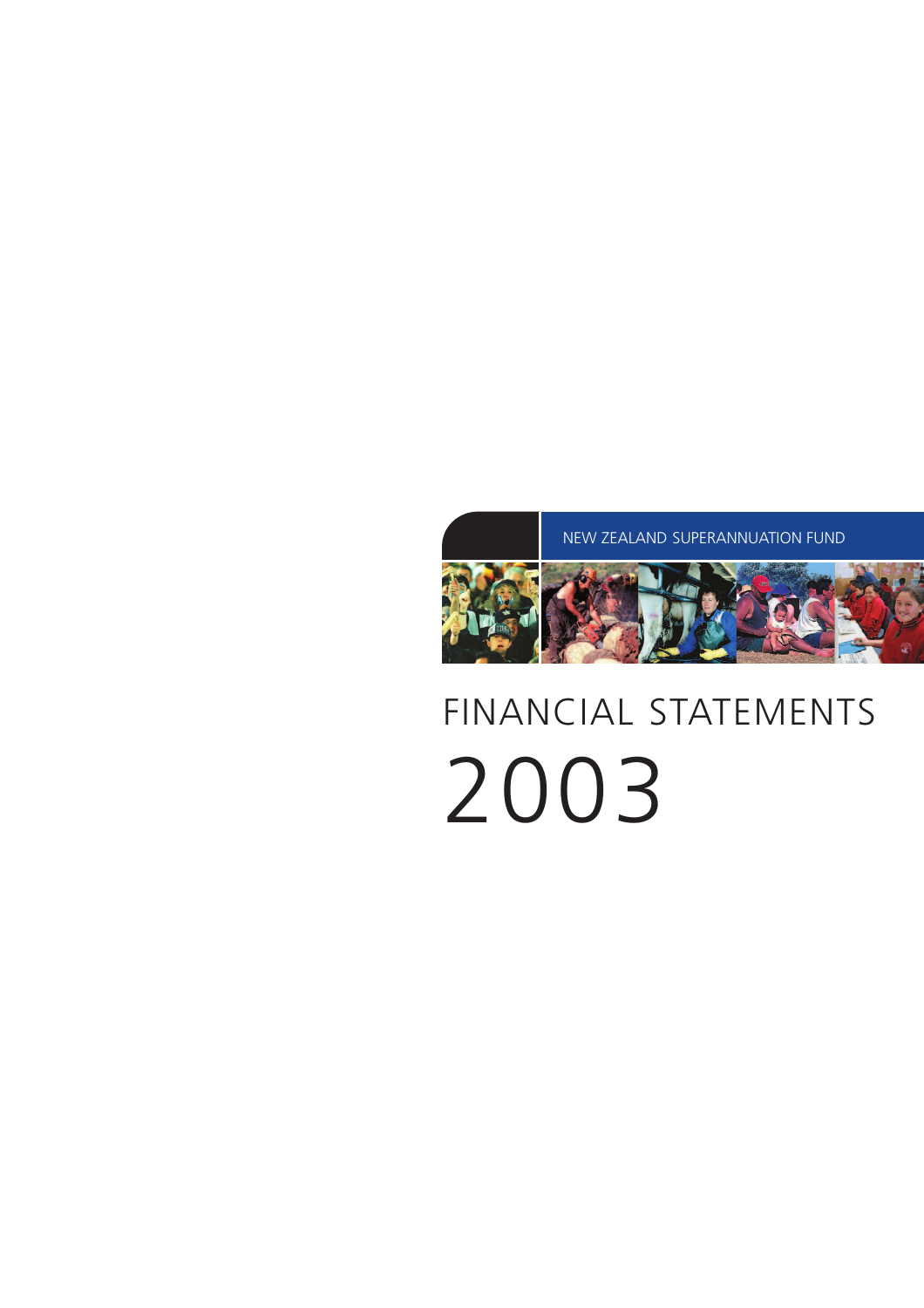NEW ZEALAND SUPERANNUATION FUND

# FINANCIAL STATEMENTS

# 2003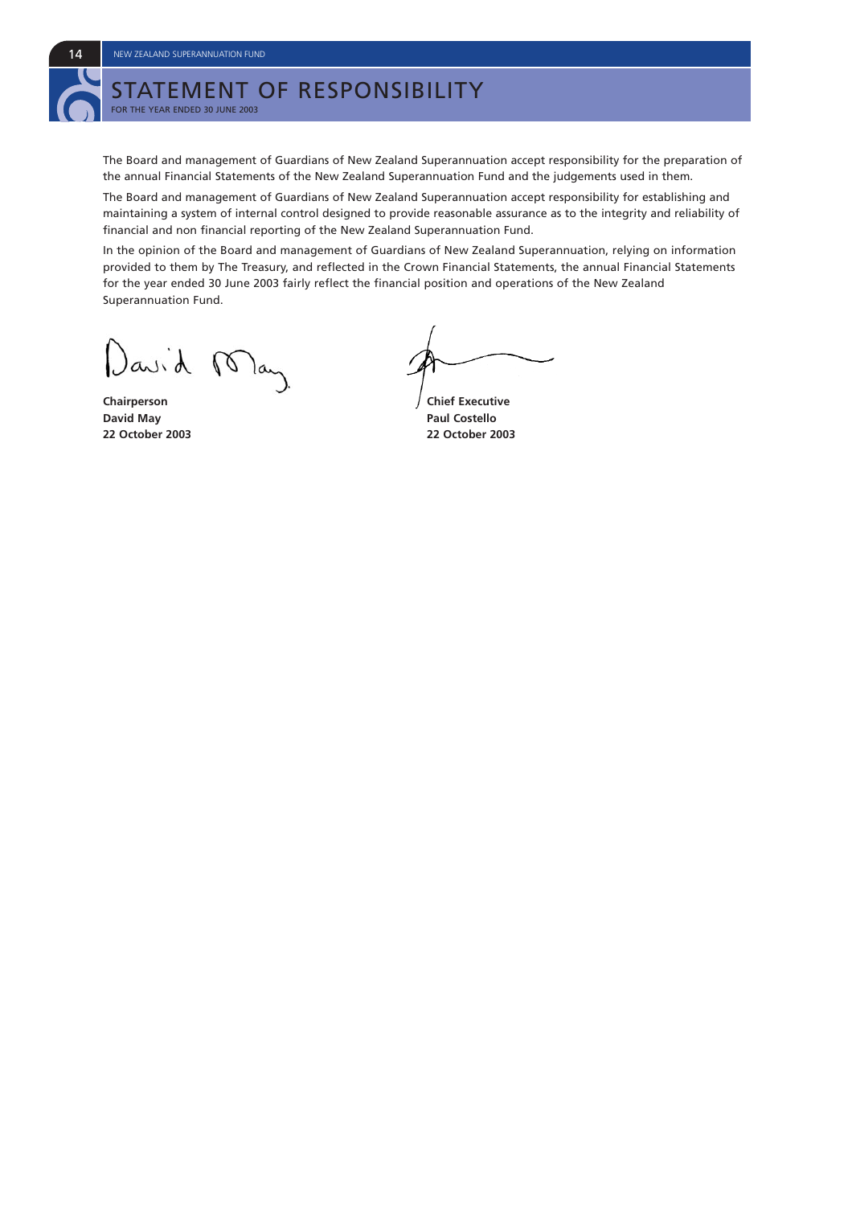# STATEMENT OF RESPONSIBILITY

FOR THE YEAR ENDED 30 JUNE 2003

The Board and management of Guardians of New Zealand Superannuation accept responsibility for the preparation of the annual Financial Statements of the New Zealand Superannuation Fund and the judgements used in them.

The Board and management of Guardians of New Zealand Superannuation accept responsibility for establishing and maintaining a system of internal control designed to provide reasonable assurance as to the integrity and reliability of financial and non financial reporting of the New Zealand Superannuation Fund.

In the opinion of the Board and management of Guardians of New Zealand Superannuation, relying on information provided to them by The Treasury, and reflected in the Crown Financial Statements, the annual Financial Statements for the year ended 30 June 2003 fairly reflect the financial position and operations of the New Zealand Superannuation Fund.

**Chairperson**
**David May**
**22 October 2003**

**Chief Executive**
**Paul Costello**
**22 October 2003**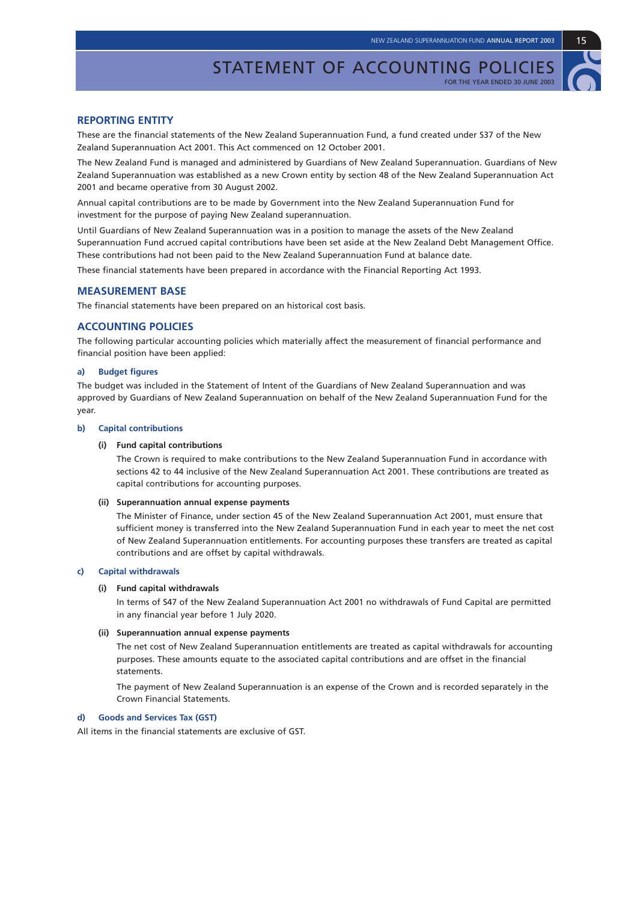# STATEMENT OF ACCOUNTING POLICIES

FOR THE YEAR ENDED 30 JUNE 2003

## REPORTING ENTITY

These are the financial statements of the New Zealand Superannuation Fund, a fund created under S37 of the New Zealand Superannuation Act 2001. This Act commenced on 12 October 2001.

The New Zealand Fund is managed and administered by Guardians of New Zealand Superannuation. Guardians of New Zealand Superannuation was established as a new Crown entity by section 48 of the New Zealand Superannuation Act 2001 and became operative from 30 August 2002.

Annual capital contributions are to be made by Government into the New Zealand Superannuation Fund for investment for the purpose of paying New Zealand superannuation.

Until Guardians of New Zealand Superannuation was in a position to manage the assets of the New Zealand Superannuation Fund accrued capital contributions have been set aside at the New Zealand Debt Management Office. These contributions had not been paid to the New Zealand Superannuation Fund at balance date.

These financial statements have been prepared in accordance with the Financial Reporting Act 1993.

## MEASUREMENT BASE

The financial statements have been prepared on an historical cost basis.

## ACCOUNTING POLICIES

The following particular accounting policies which materially affect the measurement of financial performance and financial position have been applied:

### a) Budget figures

The budget was included in the Statement of Intent of the Guardians of New Zealand Superannuation and was approved by Guardians of New Zealand Superannuation on behalf of the New Zealand Superannuation Fund for the year.

### b) Capital contributions

**(i) Fund capital contributions**

The Crown is required to make contributions to the New Zealand Superannuation Fund in accordance with sections 42 to 44 inclusive of the New Zealand Superannuation Act 2001. These contributions are treated as capital contributions for accounting purposes.

**(ii) Superannuation annual expense payments**

The Minister of Finance, under section 45 of the New Zealand Superannuation Act 2001, must ensure that sufficient money is transferred into the New Zealand Superannuation Fund in each year to meet the net cost of New Zealand Superannuation entitlements. For accounting purposes these transfers are treated as capital contributions and are offset by capital withdrawals.

### c) Capital withdrawals

**(i) Fund capital withdrawals**

In terms of S47 of the New Zealand Superannuation Act 2001 no withdrawals of Fund Capital are permitted in any financial year before 1 July 2020.

**(ii) Superannuation annual expense payments**

The net cost of New Zealand Superannuation entitlements are treated as capital withdrawals for accounting purposes. These amounts equate to the associated capital contributions and are offset in the financial statements.

The payment of New Zealand Superannuation is an expense of the Crown and is recorded separately in the Crown Financial Statements.

### d) Goods and Services Tax (GST)

All items in the financial statements are exclusive of GST.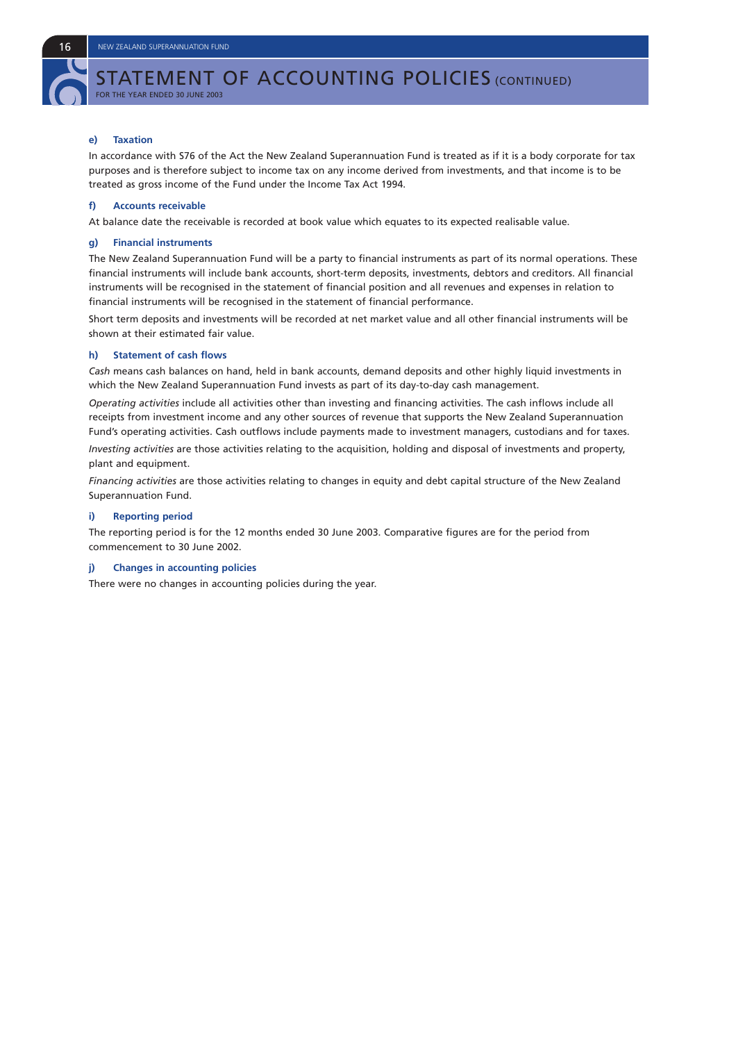# STATEMENT OF ACCOUNTING POLICIES (CONTINUED)

FOR THE YEAR ENDED 30 JUNE 2003

### e) Taxation

In accordance with S76 of the Act the New Zealand Superannuation Fund is treated as if it is a body corporate for tax purposes and is therefore subject to income tax on any income derived from investments, and that income is to be treated as gross income of the Fund under the Income Tax Act 1994.

### f) Accounts receivable

At balance date the receivable is recorded at book value which equates to its expected realisable value.

### g) Financial instruments

The New Zealand Superannuation Fund will be a party to financial instruments as part of its normal operations. These financial instruments will include bank accounts, short-term deposits, investments, debtors and creditors. All financial instruments will be recognised in the statement of financial position and all revenues and expenses in relation to financial instruments will be recognised in the statement of financial performance.

Short term deposits and investments will be recorded at net market value and all other financial instruments will be shown at their estimated fair value.

### h) Statement of cash flows

*Cash* means cash balances on hand, held in bank accounts, demand deposits and other highly liquid investments in which the New Zealand Superannuation Fund invests as part of its day-to-day cash management.

*Operating activities* include all activities other than investing and financing activities. The cash inflows include all receipts from investment income and any other sources of revenue that supports the New Zealand Superannuation Fund's operating activities. Cash outflows include payments made to investment managers, custodians and for taxes.

*Investing activities* are those activities relating to the acquisition, holding and disposal of investments and property, plant and equipment.

*Financing activities* are those activities relating to changes in equity and debt capital structure of the New Zealand Superannuation Fund.

### i) Reporting period

The reporting period is for the 12 months ended 30 June 2003. Comparative figures are for the period from commencement to 30 June 2002.

### j) Changes in accounting policies

There were no changes in accounting policies during the year.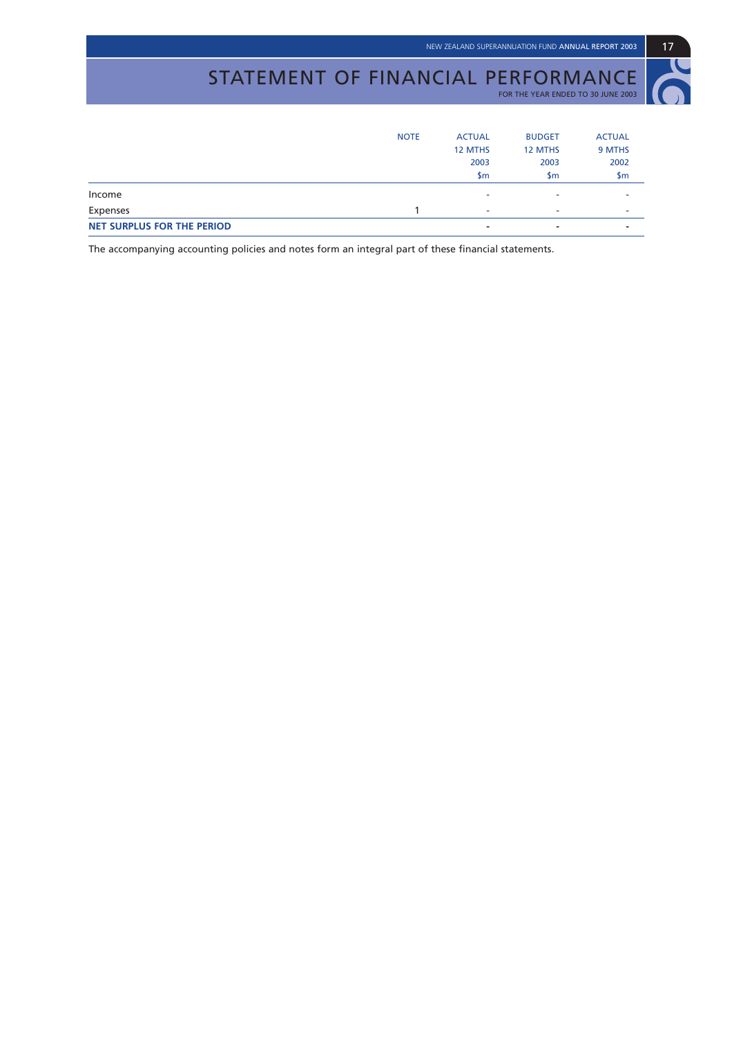# STATEMENT OF FINANCIAL PERFORMANCE

FOR THE YEAR ENDED TO 30 JUNE 2003

| | NOTE | ACTUAL 12 MTHS 2003 $m | BUDGET 12 MTHS 2003 $m | ACTUAL 9 MTHS 2002 $m |
|---|---|---|---|---|
| Income | | - | - | - |
| Expenses | 1 | - | - | - |
| **NET SURPLUS FOR THE PERIOD** | | **-** | **-** | **-** |

The accompanying accounting policies and notes form an integral part of these financial statements.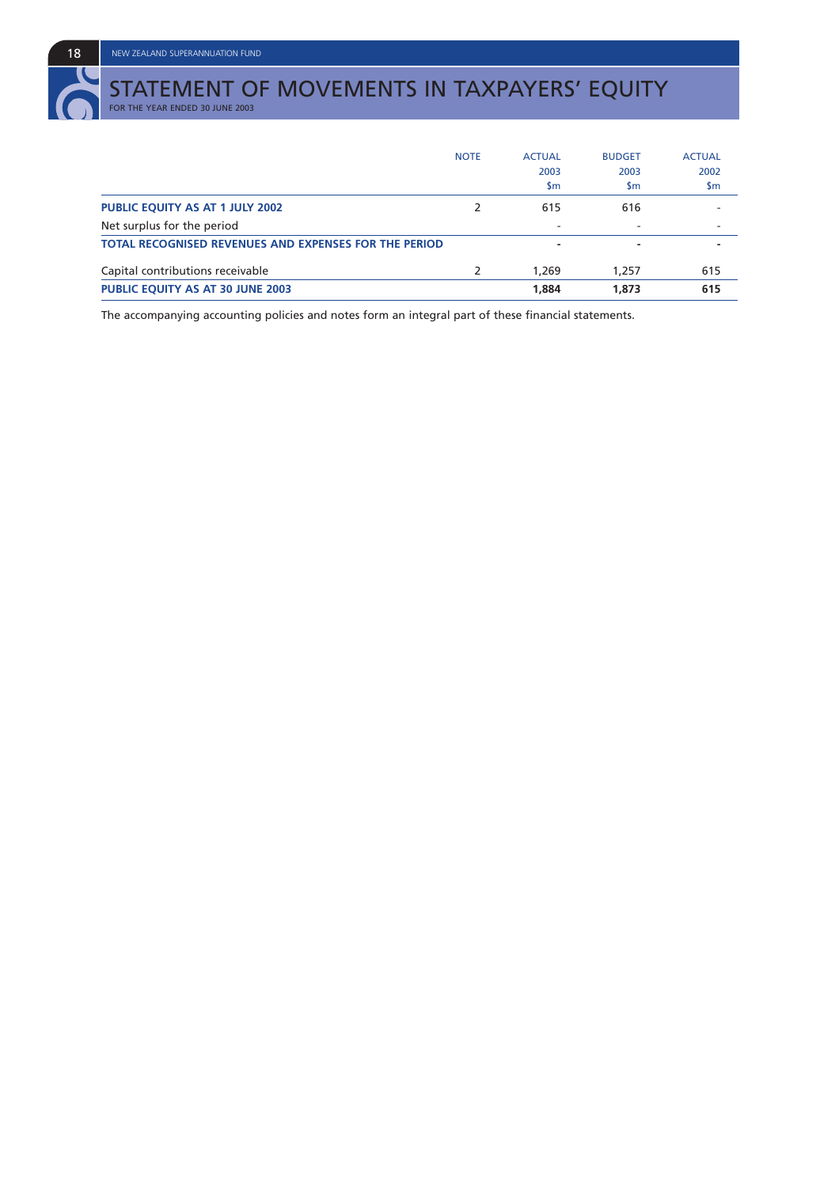# STATEMENT OF MOVEMENTS IN TAXPAYERS' EQUITY

FOR THE YEAR ENDED 30 JUNE 2003

| | NOTE | ACTUAL 2003 $m | BUDGET 2003 $m | ACTUAL 2002 $m |
|---|---|---|---|---|
| **PUBLIC EQUITY AS AT 1 JULY 2002** | 2 | 615 | 616 | - |
| Net surplus for the period | | - | - | - |
| **TOTAL RECOGNISED REVENUES AND EXPENSES FOR THE PERIOD** | | **-** | **-** | **-** |
| Capital contributions receivable | 2 | 1,269 | 1,257 | 615 |
| **PUBLIC EQUITY AS AT 30 JUNE 2003** | | **1,884** | **1,873** | **615** |

The accompanying accounting policies and notes form an integral part of these financial statements.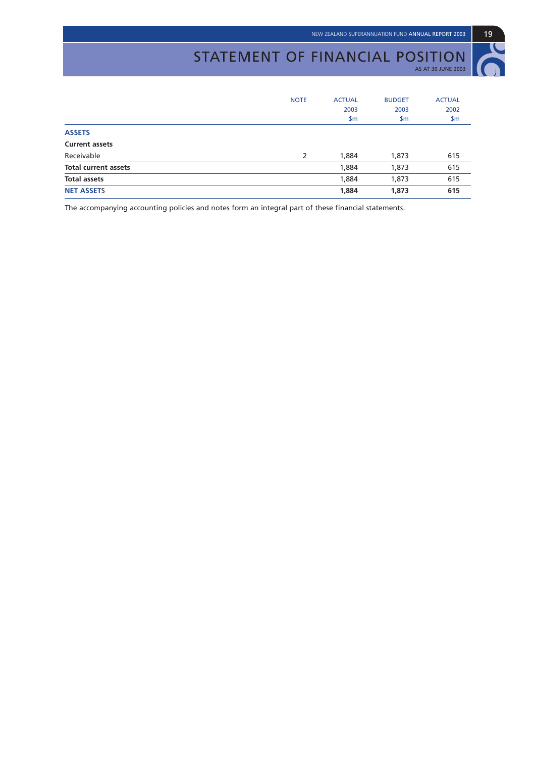# STATEMENT OF FINANCIAL POSITION

AS AT 30 JUNE 2003

| | NOTE | ACTUAL 2003 $m | BUDGET 2003 $m | ACTUAL 2002 $m |
|---|---|---|---|---|
| **ASSETS** | | | | |
| **Current assets** | | | | |
| Receivable | 2 | 1,884 | 1,873 | 615 |
| **Total current assets** | | 1,884 | 1,873 | 615 |
| **Total assets** | | 1,884 | 1,873 | 615 |
| **NET ASSETS** | | **1,884** | **1,873** | **615** |

The accompanying accounting policies and notes form an integral part of these financial statements.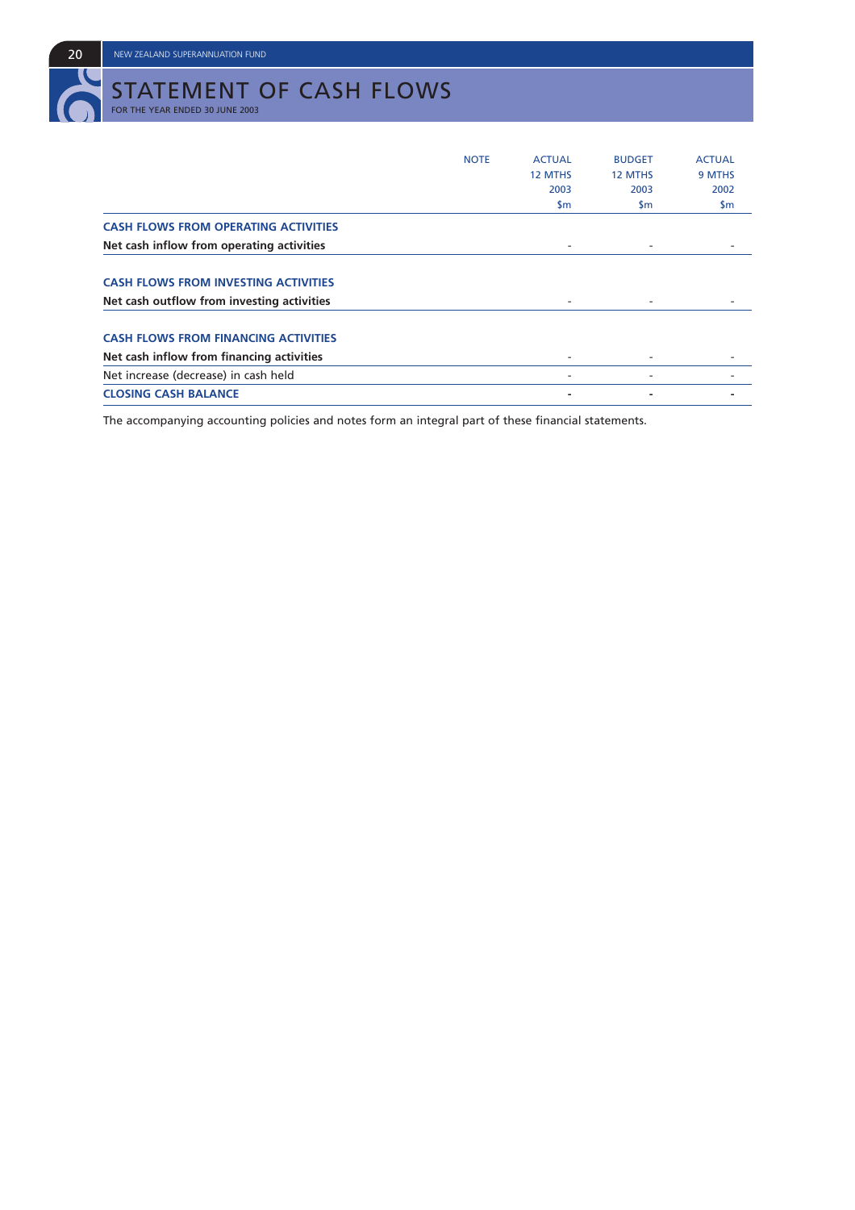# STATEMENT OF CASH FLOWS

FOR THE YEAR ENDED 30 JUNE 2003

| | NOTE | ACTUAL 12 MTHS 2003 $m | BUDGET 12 MTHS 2003 $m | ACTUAL 9 MTHS 2002 $m |
|---|---|---|---|---|
| **CASH FLOWS FROM OPERATING ACTIVITIES** | | | | |
| **Net cash inflow from operating activities** | | - | - | - |
| **CASH FLOWS FROM INVESTING ACTIVITIES** | | | | |
| **Net cash outflow from investing activities** | | - | - | - |
| **CASH FLOWS FROM FINANCING ACTIVITIES** | | | | |
| **Net cash inflow from financing activities** | | - | - | - |
| Net increase (decrease) in cash held | | - | - | - |
| **CLOSING CASH BALANCE** | | **-** | **-** | **-** |

The accompanying accounting policies and notes form an integral part of these financial statements.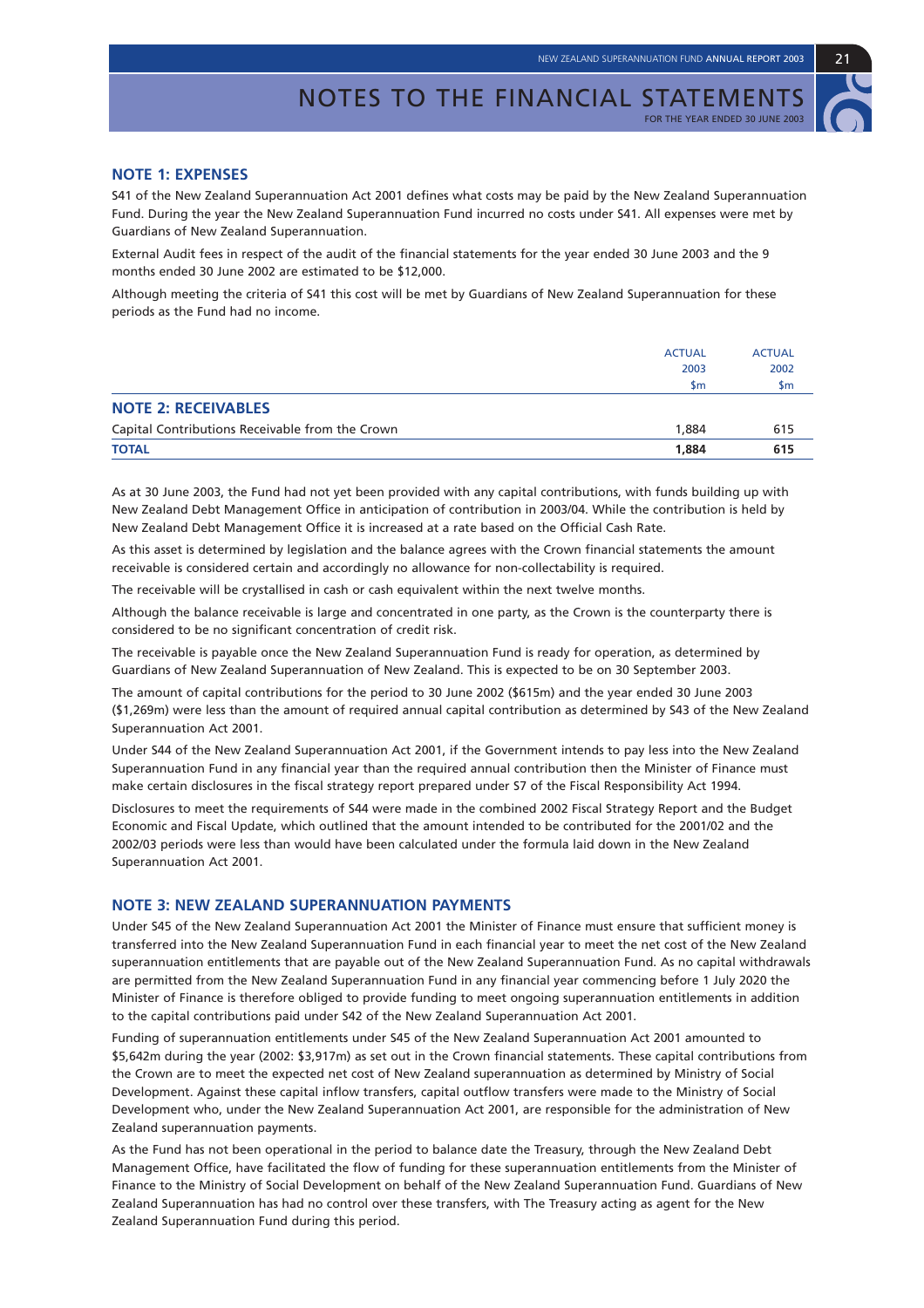# NOTES TO THE FINANCIAL STATEMENTS

FOR THE YEAR ENDED 30 JUNE 2003

## NOTE 1: EXPENSES

S41 of the New Zealand Superannuation Act 2001 defines what costs may be paid by the New Zealand Superannuation Fund. During the year the New Zealand Superannuation Fund incurred no costs under S41. All expenses were met by Guardians of New Zealand Superannuation.

External Audit fees in respect of the audit of the financial statements for the year ended 30 June 2003 and the 9 months ended 30 June 2002 are estimated to be $12,000.

Although meeting the criteria of S41 this cost will be met by Guardians of New Zealand Superannuation for these periods as the Fund had no income.

| | ACTUAL 2003 $m | ACTUAL 2002 $m |
|---|---|---|
| **NOTE 2: RECEIVABLES** | | |
| Capital Contributions Receivable from the Crown | 1,884 | 615 |
| **TOTAL** | **1,884** | **615** |

As at 30 June 2003, the Fund had not yet been provided with any capital contributions, with funds building up with New Zealand Debt Management Office in anticipation of contribution in 2003/04. While the contribution is held by New Zealand Debt Management Office it is increased at a rate based on the Official Cash Rate.

As this asset is determined by legislation and the balance agrees with the Crown financial statements the amount receivable is considered certain and accordingly no allowance for non-collectability is required.

The receivable will be crystallised in cash or cash equivalent within the next twelve months.

Although the balance receivable is large and concentrated in one party, as the Crown is the counterparty there is considered to be no significant concentration of credit risk.

The receivable is payable once the New Zealand Superannuation Fund is ready for operation, as determined by Guardians of New Zealand Superannuation of New Zealand. This is expected to be on 30 September 2003.

The amount of capital contributions for the period to 30 June 2002 ($615m) and the year ended 30 June 2003 ($1,269m) were less than the amount of required annual capital contribution as determined by S43 of the New Zealand Superannuation Act 2001.

Under S44 of the New Zealand Superannuation Act 2001, if the Government intends to pay less into the New Zealand Superannuation Fund in any financial year than the required annual contribution then the Minister of Finance must make certain disclosures in the fiscal strategy report prepared under S7 of the Fiscal Responsibility Act 1994.

Disclosures to meet the requirements of S44 were made in the combined 2002 Fiscal Strategy Report and the Budget Economic and Fiscal Update, which outlined that the amount intended to be contributed for the 2001/02 and the 2002/03 periods were less than would have been calculated under the formula laid down in the New Zealand Superannuation Act 2001.

## NOTE 3: NEW ZEALAND SUPERANNUATION PAYMENTS

Under S45 of the New Zealand Superannuation Act 2001 the Minister of Finance must ensure that sufficient money is transferred into the New Zealand Superannuation Fund in each financial year to meet the net cost of the New Zealand superannuation entitlements that are payable out of the New Zealand Superannuation Fund. As no capital withdrawals are permitted from the New Zealand Superannuation Fund in any financial year commencing before 1 July 2020 the Minister of Finance is therefore obliged to provide funding to meet ongoing superannuation entitlements in addition to the capital contributions paid under S42 of the New Zealand Superannuation Act 2001.

Funding of superannuation entitlements under S45 of the New Zealand Superannuation Act 2001 amounted to $5,642m during the year (2002: $3,917m) as set out in the Crown financial statements. These capital contributions from the Crown are to meet the expected net cost of New Zealand superannuation as determined by Ministry of Social Development. Against these capital inflow transfers, capital outflow transfers were made to the Ministry of Social Development who, under the New Zealand Superannuation Act 2001, are responsible for the administration of New Zealand superannuation payments.

As the Fund has not been operational in the period to balance date the Treasury, through the New Zealand Debt Management Office, have facilitated the flow of funding for these superannuation entitlements from the Minister of Finance to the Ministry of Social Development on behalf of the New Zealand Superannuation Fund. Guardians of New Zealand Superannuation has had no control over these transfers, with The Treasury acting as agent for the New Zealand Superannuation Fund during this period.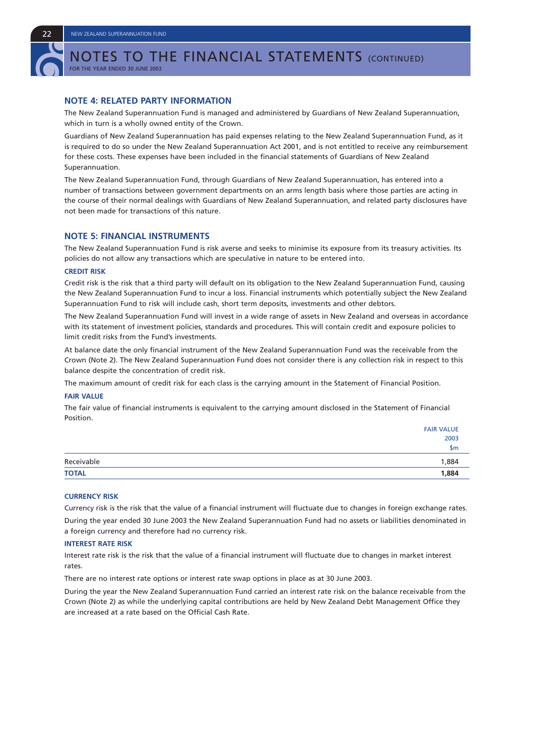# NOTES TO THE FINANCIAL STATEMENTS (CONTINUED)

FOR THE YEAR ENDED 30 JUNE 2003

## NOTE 4: RELATED PARTY INFORMATION

The New Zealand Superannuation Fund is managed and administered by Guardians of New Zealand Superannuation, which in turn is a wholly owned entity of the Crown.

Guardians of New Zealand Superannuation has paid expenses relating to the New Zealand Superannuation Fund, as it is required to do so under the New Zealand Superannuation Act 2001, and is not entitled to receive any reimbursement for these costs. These expenses have been included in the financial statements of Guardians of New Zealand Superannuation.

The New Zealand Superannuation Fund, through Guardians of New Zealand Superannuation, has entered into a number of transactions between government departments on an arms length basis where those parties are acting in the course of their normal dealings with Guardians of New Zealand Superannuation, and related party disclosures have not been made for transactions of this nature.

## NOTE 5: FINANCIAL INSTRUMENTS

The New Zealand Superannuation Fund is risk averse and seeks to minimise its exposure from its treasury activities. Its policies do not allow any transactions which are speculative in nature to be entered into.

### CREDIT RISK

Credit risk is the risk that a third party will default on its obligation to the New Zealand Superannuation Fund, causing the New Zealand Superannuation Fund to incur a loss. Financial instruments which potentially subject the New Zealand Superannuation Fund to risk will include cash, short term deposits, investments and other debtors.

The New Zealand Superannuation Fund will invest in a wide range of assets in New Zealand and overseas in accordance with its statement of investment policies, standards and procedures. This will contain credit and exposure policies to limit credit risks from the Fund's investments.

At balance date the only financial instrument of the New Zealand Superannuation Fund was the receivable from the Crown (Note 2). The New Zealand Superannuation Fund does not consider there is any collection risk in respect to this balance despite the concentration of credit risk.

The maximum amount of credit risk for each class is the carrying amount in the Statement of Financial Position.

### FAIR VALUE

The fair value of financial instruments is equivalent to the carrying amount disclosed in the Statement of Financial Position.

| | FAIR VALUE 2003 $m |
|---|---|
| Receivable | 1,884 |
| **TOTAL** | **1,884** |

### CURRENCY RISK

Currency risk is the risk that the value of a financial instrument will fluctuate due to changes in foreign exchange rates.

During the year ended 30 June 2003 the New Zealand Superannuation Fund had no assets or liabilities denominated in a foreign currency and therefore had no currency risk.

### INTEREST RATE RISK

Interest rate risk is the risk that the value of a financial instrument will fluctuate due to changes in market interest rates.

There are no interest rate options or interest rate swap options in place as at 30 June 2003.

During the year the New Zealand Superannuation Fund carried an interest rate risk on the balance receivable from the Crown (Note 2) as while the underlying capital contributions are held by New Zealand Debt Management Office they are increased at a rate based on the Official Cash Rate.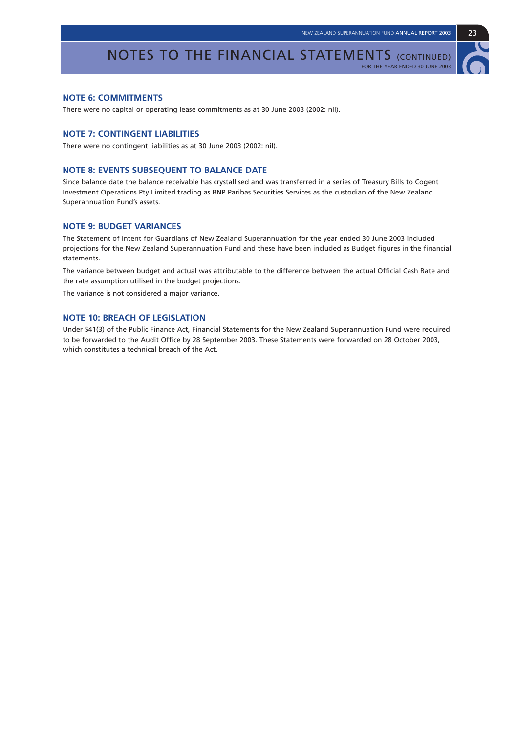# NOTES TO THE FINANCIAL STATEMENTS (CONTINUED)

FOR THE YEAR ENDED 30 JUNE 2003

## NOTE 6: COMMITMENTS

There were no capital or operating lease commitments as at 30 June 2003 (2002: nil).

## NOTE 7: CONTINGENT LIABILITIES

There were no contingent liabilities as at 30 June 2003 (2002: nil).

## NOTE 8: EVENTS SUBSEQUENT TO BALANCE DATE

Since balance date the balance receivable has crystallised and was transferred in a series of Treasury Bills to Cogent Investment Operations Pty Limited trading as BNP Paribas Securities Services as the custodian of the New Zealand Superannuation Fund's assets.

## NOTE 9: BUDGET VARIANCES

The Statement of Intent for Guardians of New Zealand Superannuation for the year ended 30 June 2003 included projections for the New Zealand Superannuation Fund and these have been included as Budget figures in the financial statements.

The variance between budget and actual was attributable to the difference between the actual Official Cash Rate and the rate assumption utilised in the budget projections.

The variance is not considered a major variance.

## NOTE 10: BREACH OF LEGISLATION

Under S41(3) of the Public Finance Act, Financial Statements for the New Zealand Superannuation Fund were required to be forwarded to the Audit Office by 28 September 2003. These Statements were forwarded on 28 October 2003, which constitutes a technical breach of the Act.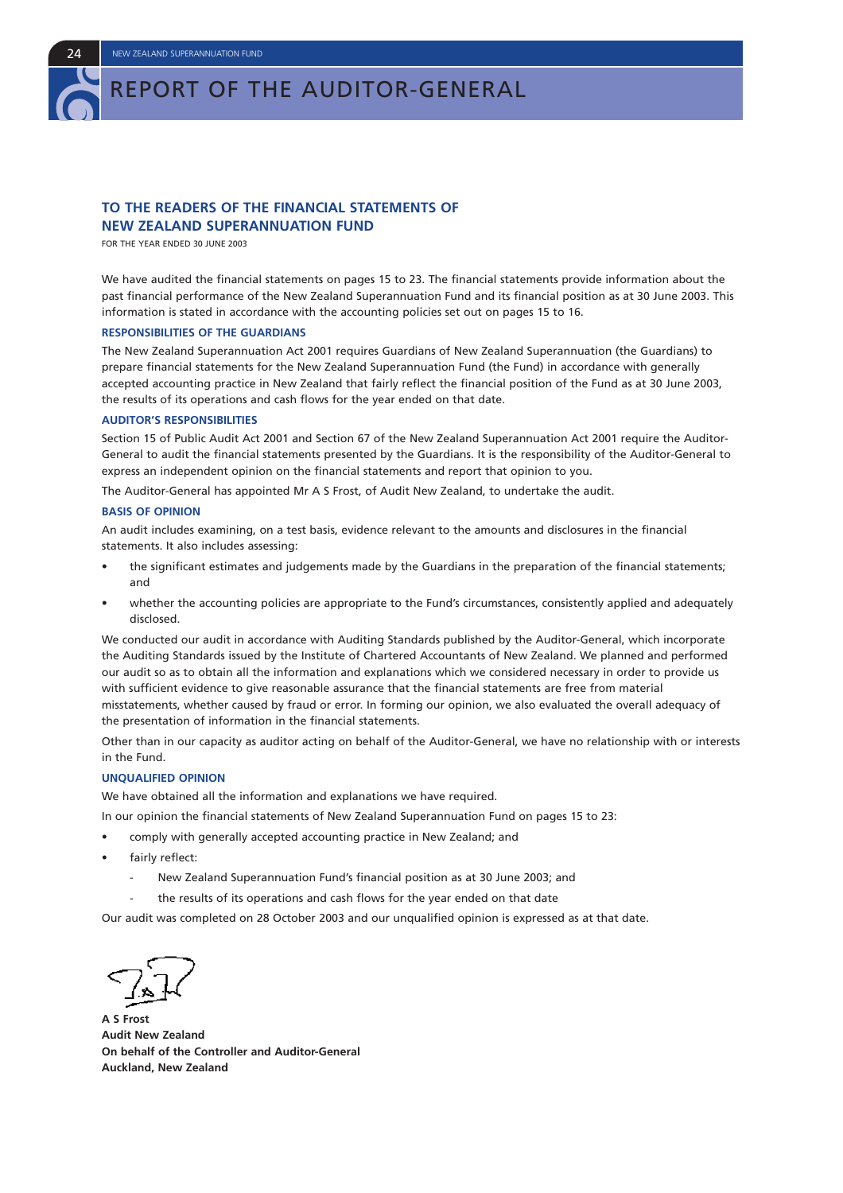# REPORT OF THE AUDITOR-GENERAL

## TO THE READERS OF THE FINANCIAL STATEMENTS OF NEW ZEALAND SUPERANNUATION FUND

FOR THE YEAR ENDED 30 JUNE 2003

We have audited the financial statements on pages 15 to 23. The financial statements provide information about the past financial performance of the New Zealand Superannuation Fund and its financial position as at 30 June 2003. This information is stated in accordance with the accounting policies set out on pages 15 to 16.

### RESPONSIBILITIES OF THE GUARDIANS

The New Zealand Superannuation Act 2001 requires Guardians of New Zealand Superannuation (the Guardians) to prepare financial statements for the New Zealand Superannuation Fund (the Fund) in accordance with generally accepted accounting practice in New Zealand that fairly reflect the financial position of the Fund as at 30 June 2003, the results of its operations and cash flows for the year ended on that date.

### AUDITOR'S RESPONSIBILITIES

Section 15 of Public Audit Act 2001 and Section 67 of the New Zealand Superannuation Act 2001 require the Auditor-General to audit the financial statements presented by the Guardians. It is the responsibility of the Auditor-General to express an independent opinion on the financial statements and report that opinion to you.

The Auditor-General has appointed Mr A S Frost, of Audit New Zealand, to undertake the audit.

### BASIS OF OPINION

An audit includes examining, on a test basis, evidence relevant to the amounts and disclosures in the financial statements. It also includes assessing:

- the significant estimates and judgements made by the Guardians in the preparation of the financial statements; and
- whether the accounting policies are appropriate to the Fund's circumstances, consistently applied and adequately disclosed.

We conducted our audit in accordance with Auditing Standards published by the Auditor-General, which incorporate the Auditing Standards issued by the Institute of Chartered Accountants of New Zealand. We planned and performed our audit so as to obtain all the information and explanations which we considered necessary in order to provide us with sufficient evidence to give reasonable assurance that the financial statements are free from material misstatements, whether caused by fraud or error. In forming our opinion, we also evaluated the overall adequacy of the presentation of information in the financial statements.

Other than in our capacity as auditor acting on behalf of the Auditor-General, we have no relationship with or interests in the Fund.

### UNQUALIFIED OPINION

We have obtained all the information and explanations we have required.

In our opinion the financial statements of New Zealand Superannuation Fund on pages 15 to 23:

- comply with generally accepted accounting practice in New Zealand; and
- fairly reflect:
  - New Zealand Superannuation Fund's financial position as at 30 June 2003; and
  - the results of its operations and cash flows for the year ended on that date

Our audit was completed on 28 October 2003 and our unqualified opinion is expressed as at that date.

**A S Frost**
**Audit New Zealand**
**On behalf of the Controller and Auditor-General**
**Auckland, New Zealand**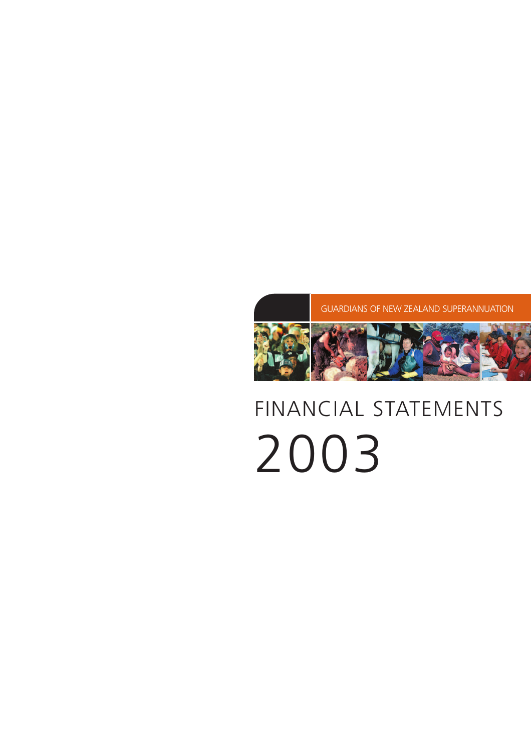GUARDIANS OF NEW ZEALAND SUPERANNUATION

# FINANCIAL STATEMENTS

# 2003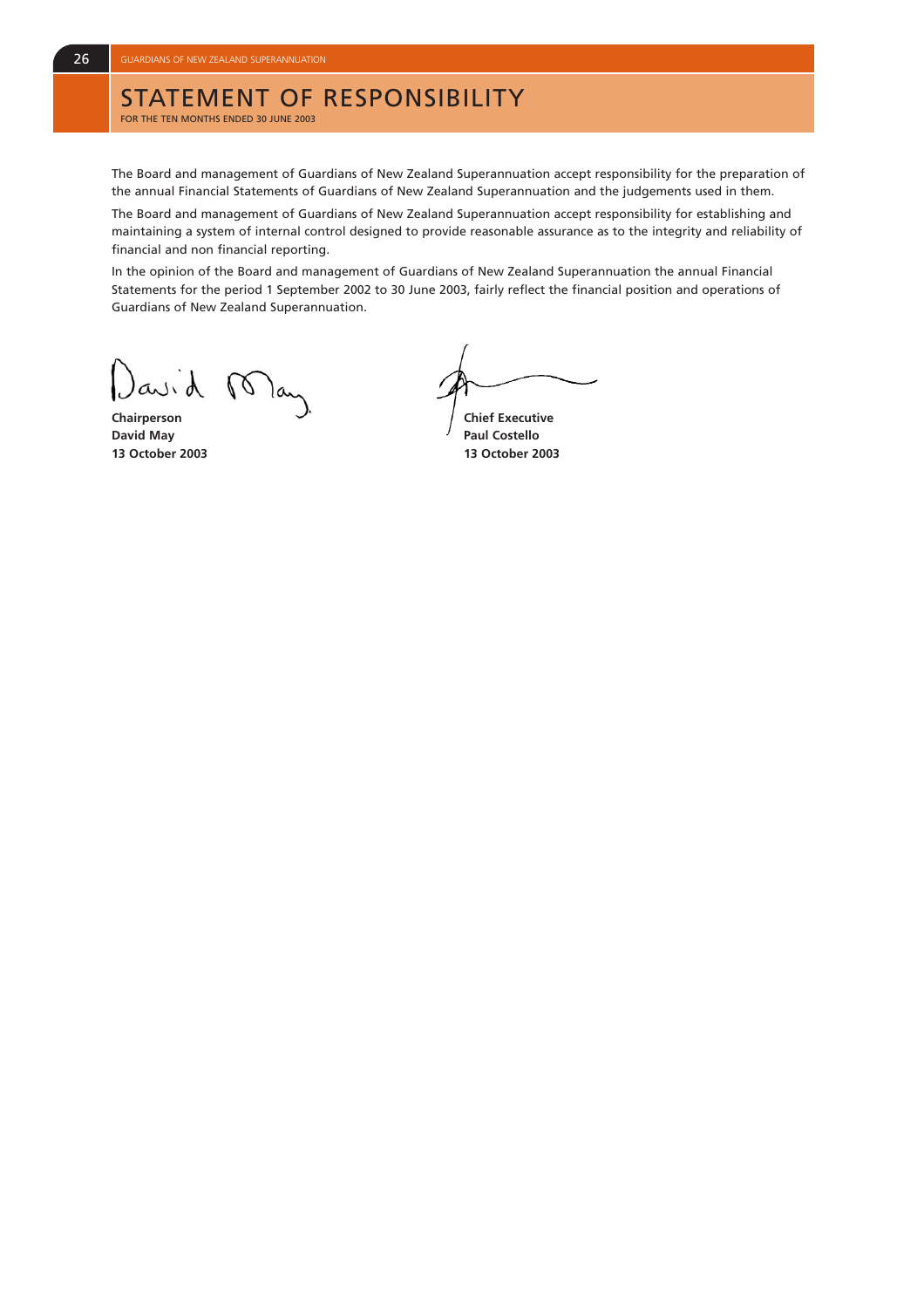# STATEMENT OF RESPONSIBILITY

FOR THE TEN MONTHS ENDED 30 JUNE 2003

The Board and management of Guardians of New Zealand Superannuation accept responsibility for the preparation of the annual Financial Statements of Guardians of New Zealand Superannuation and the judgements used in them.

The Board and management of Guardians of New Zealand Superannuation accept responsibility for establishing and maintaining a system of internal control designed to provide reasonable assurance as to the integrity and reliability of financial and non financial reporting.

In the opinion of the Board and management of Guardians of New Zealand Superannuation the annual Financial Statements for the period 1 September 2002 to 30 June 2003, fairly reflect the financial position and operations of Guardians of New Zealand Superannuation.

**Chairperson**
**David May**
**13 October 2003**

**Chief Executive**
**Paul Costello**
**13 October 2003**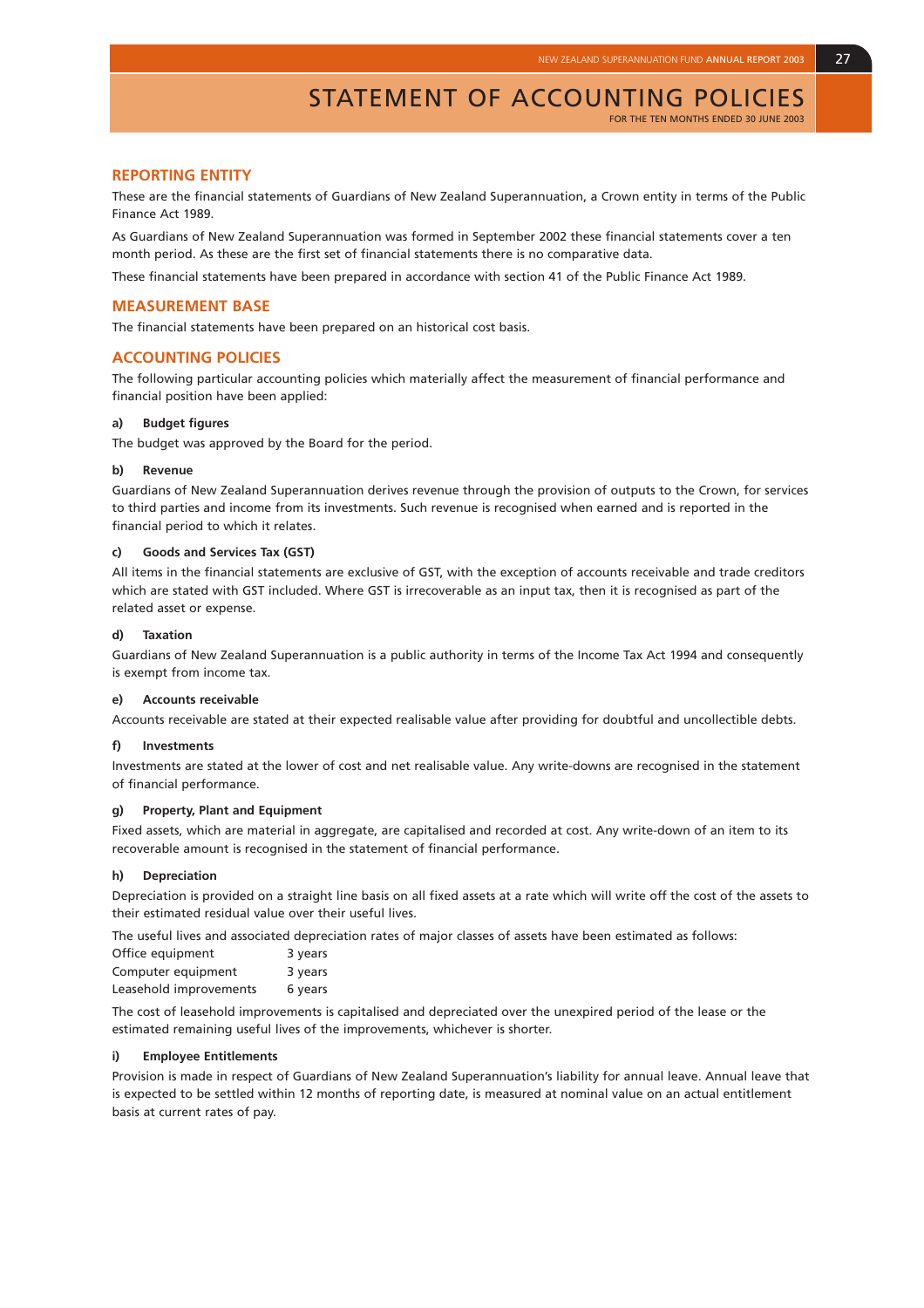# STATEMENT OF ACCOUNTING POLICIES

FOR THE TEN MONTHS ENDED 30 JUNE 2003

## REPORTING ENTITY

These are the financial statements of Guardians of New Zealand Superannuation, a Crown entity in terms of the Public Finance Act 1989.

As Guardians of New Zealand Superannuation was formed in September 2002 these financial statements cover a ten month period. As these are the first set of financial statements there is no comparative data.

These financial statements have been prepared in accordance with section 41 of the Public Finance Act 1989.

## MEASUREMENT BASE

The financial statements have been prepared on an historical cost basis.

## ACCOUNTING POLICIES

The following particular accounting policies which materially affect the measurement of financial performance and financial position have been applied:

### a) Budget figures

The budget was approved by the Board for the period.

### b) Revenue

Guardians of New Zealand Superannuation derives revenue through the provision of outputs to the Crown, for services to third parties and income from its investments. Such revenue is recognised when earned and is reported in the financial period to which it relates.

### c) Goods and Services Tax (GST)

All items in the financial statements are exclusive of GST, with the exception of accounts receivable and trade creditors which are stated with GST included. Where GST is irrecoverable as an input tax, then it is recognised as part of the related asset or expense.

### d) Taxation

Guardians of New Zealand Superannuation is a public authority in terms of the Income Tax Act 1994 and consequently is exempt from income tax.

### e) Accounts receivable

Accounts receivable are stated at their expected realisable value after providing for doubtful and uncollectible debts.

### f) Investments

Investments are stated at the lower of cost and net realisable value. Any write-downs are recognised in the statement of financial performance.

### g) Property, Plant and Equipment

Fixed assets, which are material in aggregate, are capitalised and recorded at cost. Any write-down of an item to its recoverable amount is recognised in the statement of financial performance.

### h) Depreciation

Depreciation is provided on a straight line basis on all fixed assets at a rate which will write off the cost of the assets to their estimated residual value over their useful lives.

The useful lives and associated depreciation rates of major classes of assets have been estimated as follows:

| | |
|---|---|
| Office equipment | 3 years |
| Computer equipment | 3 years |
| Leasehold improvements | 6 years |

The cost of leasehold improvements is capitalised and depreciated over the unexpired period of the lease or the estimated remaining useful lives of the improvements, whichever is shorter.

### i) Employee Entitlements

Provision is made in respect of Guardians of New Zealand Superannuation's liability for annual leave. Annual leave that is expected to be settled within 12 months of reporting date, is measured at nominal value on an actual entitlement basis at current rates of pay.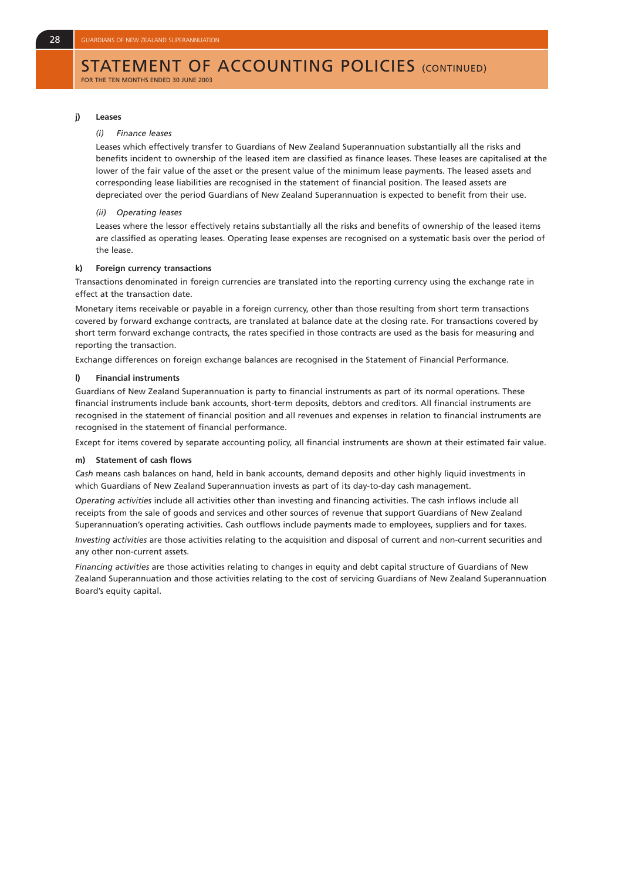# STATEMENT OF ACCOUNTING POLICIES (CONTINUED)

FOR THE TEN MONTHS ENDED 30 JUNE 2003

**j) Leases**

*(i) Finance leases*

Leases which effectively transfer to Guardians of New Zealand Superannuation substantially all the risks and benefits incident to ownership of the leased item are classified as finance leases. These leases are capitalised at the lower of the fair value of the asset or the present value of the minimum lease payments. The leased assets and corresponding lease liabilities are recognised in the statement of financial position. The leased assets are depreciated over the period Guardians of New Zealand Superannuation is expected to benefit from their use.

*(ii) Operating leases*

Leases where the lessor effectively retains substantially all the risks and benefits of ownership of the leased items are classified as operating leases. Operating lease expenses are recognised on a systematic basis over the period of the lease.

**k) Foreign currency transactions**

Transactions denominated in foreign currencies are translated into the reporting currency using the exchange rate in effect at the transaction date.

Monetary items receivable or payable in a foreign currency, other than those resulting from short term transactions covered by forward exchange contracts, are translated at balance date at the closing rate. For transactions covered by short term forward exchange contracts, the rates specified in those contracts are used as the basis for measuring and reporting the transaction.

Exchange differences on foreign exchange balances are recognised in the Statement of Financial Performance.

**l) Financial instruments**

Guardians of New Zealand Superannuation is party to financial instruments as part of its normal operations. These financial instruments include bank accounts, short-term deposits, debtors and creditors. All financial instruments are recognised in the statement of financial position and all revenues and expenses in relation to financial instruments are recognised in the statement of financial performance.

Except for items covered by separate accounting policy, all financial instruments are shown at their estimated fair value.

**m) Statement of cash flows**

*Cash* means cash balances on hand, held in bank accounts, demand deposits and other highly liquid investments in which Guardians of New Zealand Superannuation invests as part of its day-to-day cash management.

*Operating activities* include all activities other than investing and financing activities. The cash inflows include all receipts from the sale of goods and services and other sources of revenue that support Guardians of New Zealand Superannuation's operating activities. Cash outflows include payments made to employees, suppliers and for taxes.

*Investing activities* are those activities relating to the acquisition and disposal of current and non-current securities and any other non-current assets.

*Financing activities* are those activities relating to changes in equity and debt capital structure of Guardians of New Zealand Superannuation and those activities relating to the cost of servicing Guardians of New Zealand Superannuation Board's equity capital.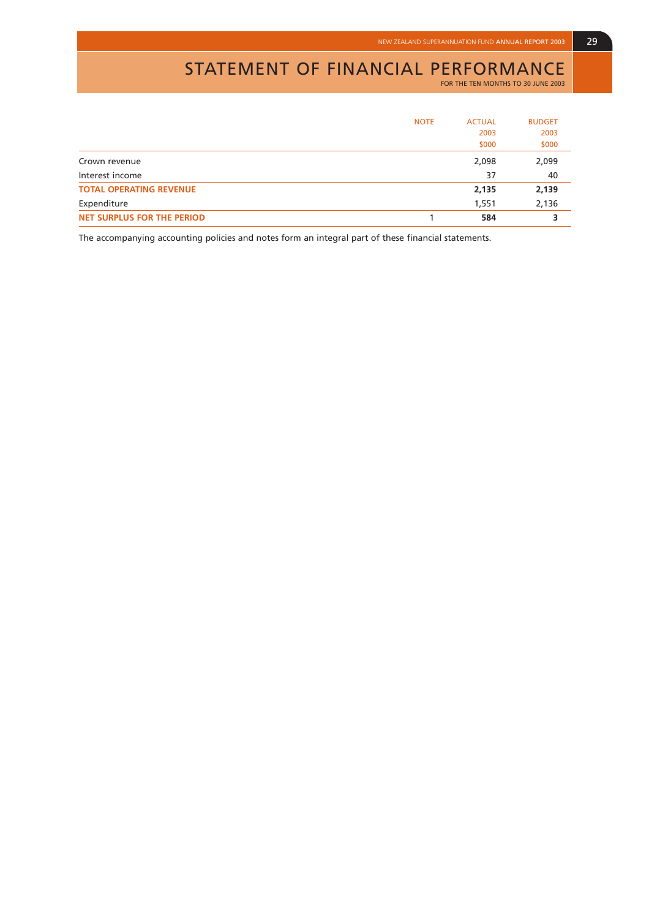# STATEMENT OF FINANCIAL PERFORMANCE

FOR THE TEN MONTHS TO 30 JUNE 2003

| | NOTE | ACTUAL 2003 $000 | BUDGET 2003 $000 |
|---|---|---|---|
| Crown revenue | | 2,098 | 2,099 |
| Interest income | | 37 | 40 |
| **TOTAL OPERATING REVENUE** | | **2,135** | **2,139** |
| Expenditure | | 1,551 | 2,136 |
| **NET SURPLUS FOR THE PERIOD** | 1 | **584** | **3** |

The accompanying accounting policies and notes form an integral part of these financial statements.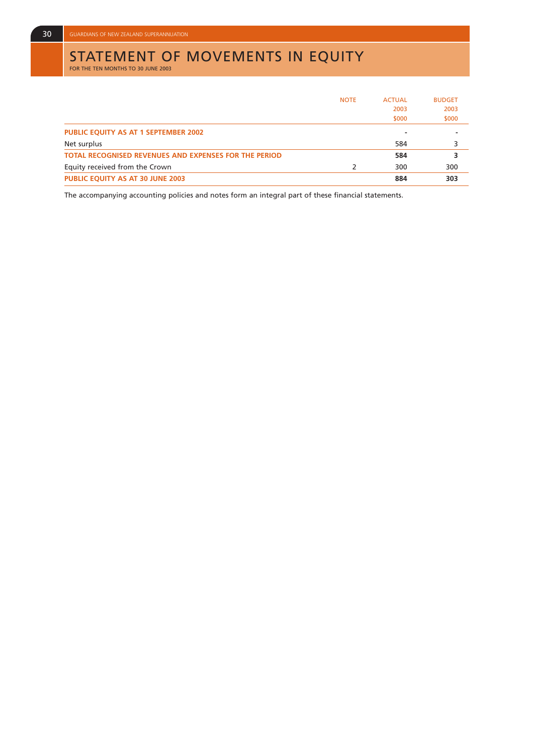# STATEMENT OF MOVEMENTS IN EQUITY

FOR THE TEN MONTHS TO 30 JUNE 2003

| | NOTE | ACTUAL 2003 $000 | BUDGET 2003 $000 |
|---|---|---|---|
| **PUBLIC EQUITY AS AT 1 SEPTEMBER 2002** | | - | - |
| Net surplus | | 584 | 3 |
| **TOTAL RECOGNISED REVENUES AND EXPENSES FOR THE PERIOD** | | **584** | **3** |
| Equity received from the Crown | 2 | 300 | 300 |
| **PUBLIC EQUITY AS AT 30 JUNE 2003** | | **884** | **303** |

The accompanying accounting policies and notes form an integral part of these financial statements.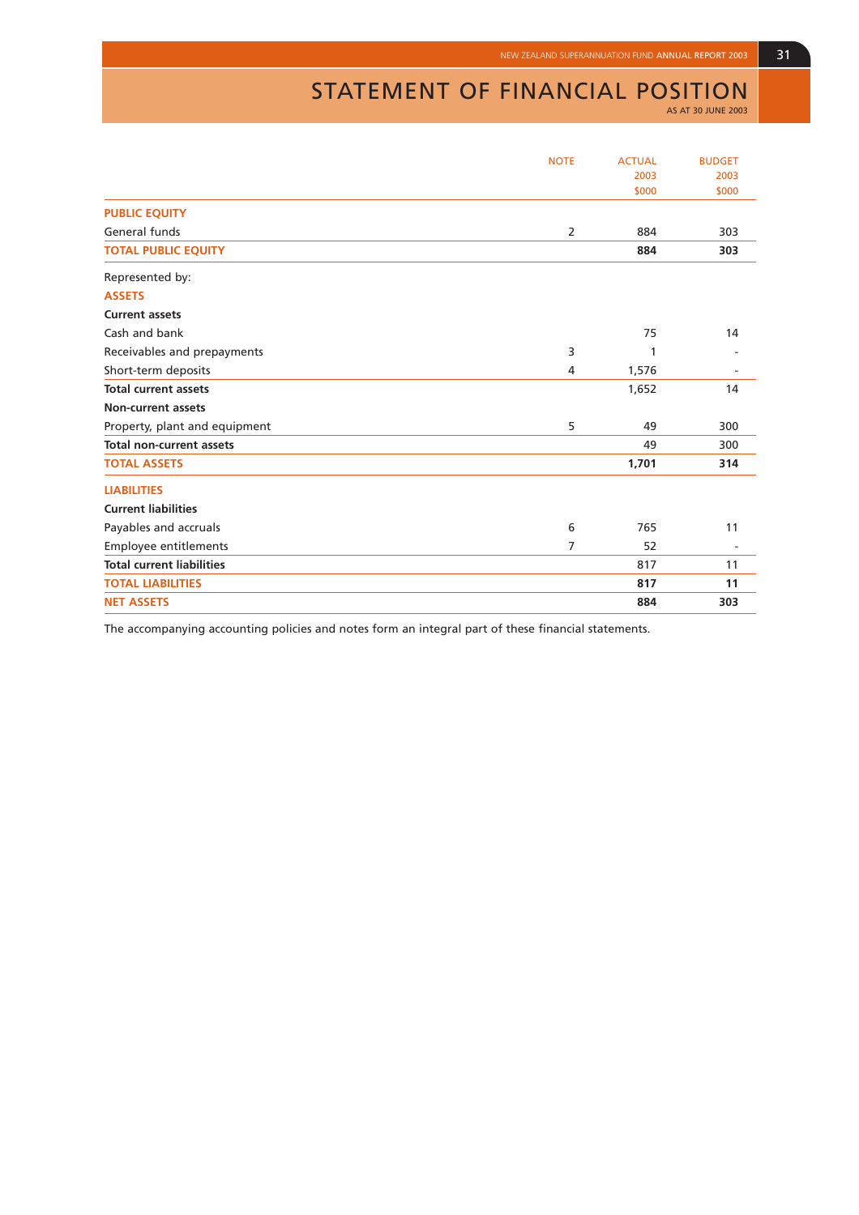# STATEMENT OF FINANCIAL POSITION

AS AT 30 JUNE 2003

| | NOTE | ACTUAL 2003 $000 | BUDGET 2003 $000 |
|---|---|---|---|
| **PUBLIC EQUITY** | | | |
| General funds | 2 | 884 | 303 |
| **TOTAL PUBLIC EQUITY** | | **884** | **303** |
| Represented by: | | | |
| **ASSETS** | | | |
| **Current assets** | | | |
| Cash and bank | | 75 | 14 |
| Receivables and prepayments | 3 | 1 | - |
| Short-term deposits | 4 | 1,576 | - |
| **Total current assets** | | 1,652 | 14 |
| **Non-current assets** | | | |
| Property, plant and equipment | 5 | 49 | 300 |
| **Total non-current assets** | | 49 | 300 |
| **TOTAL ASSETS** | | **1,701** | **314** |
| **LIABILITIES** | | | |
| **Current liabilities** | | | |
| Payables and accruals | 6 | 765 | 11 |
| Employee entitlements | 7 | 52 | - |
| **Total current liabilities** | | 817 | 11 |
| **TOTAL LIABILITIES** | | **817** | **11** |
| **NET ASSETS** | | **884** | **303** |

The accompanying accounting policies and notes form an integral part of these financial statements.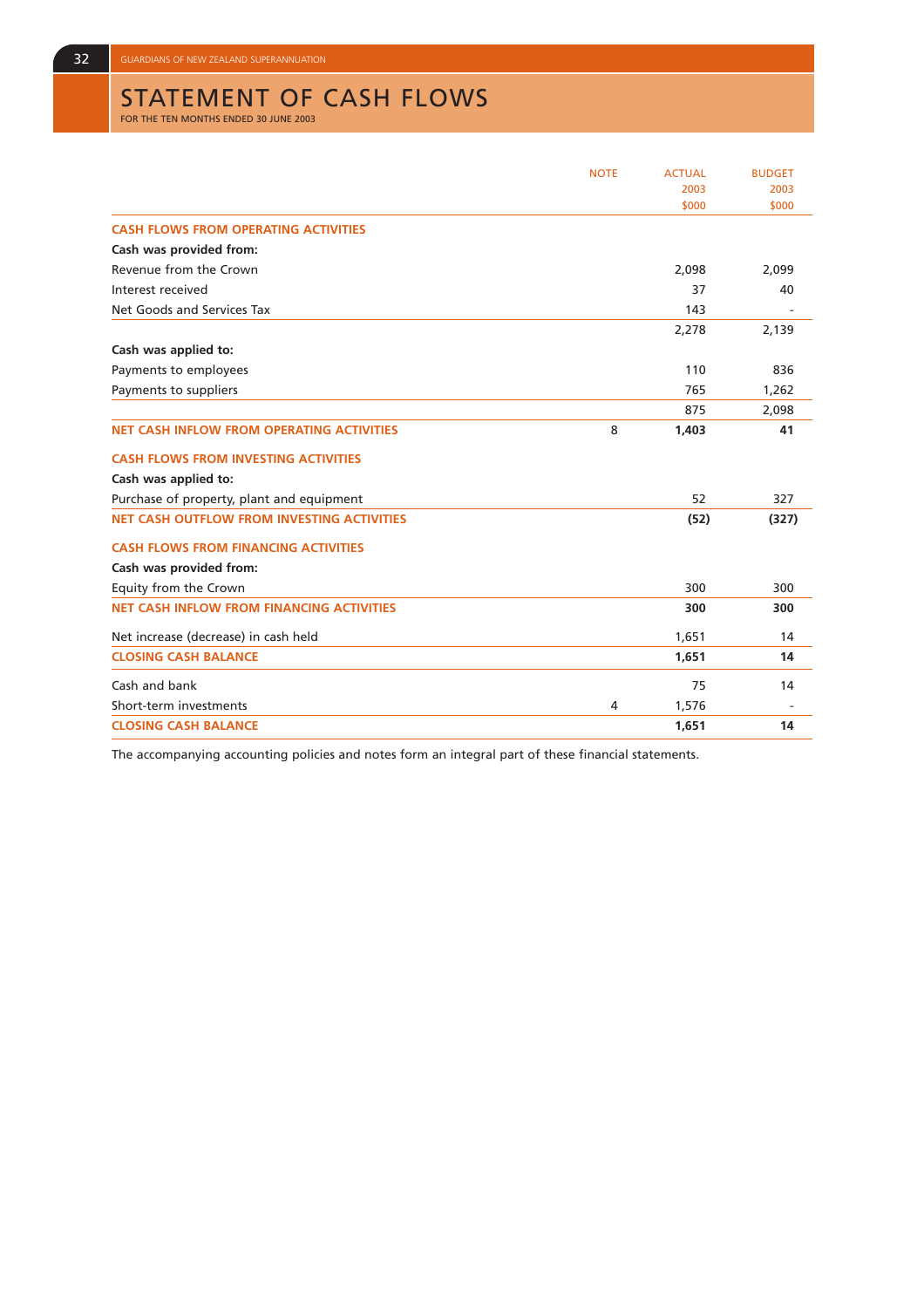# STATEMENT OF CASH FLOWS

FOR THE TEN MONTHS ENDED 30 JUNE 2003

| | NOTE | ACTUAL 2003 $000 | BUDGET 2003 $000 |
|---|---|---|---|
| **CASH FLOWS FROM OPERATING ACTIVITIES** | | | |
| **Cash was provided from:** | | | |
| Revenue from the Crown | | 2,098 | 2,099 |
| Interest received | | 37 | 40 |
| Net Goods and Services Tax | | 143 | - |
| | | 2,278 | 2,139 |
| **Cash was applied to:** | | | |
| Payments to employees | | 110 | 836 |
| Payments to suppliers | | 765 | 1,262 |
| | | 875 | 2,098 |
| **NET CASH INFLOW FROM OPERATING ACTIVITIES** | 8 | **1,403** | **41** |
| **CASH FLOWS FROM INVESTING ACTIVITIES** | | | |
| **Cash was applied to:** | | | |
| Purchase of property, plant and equipment | | 52 | 327 |
| **NET CASH OUTFLOW FROM INVESTING ACTIVITIES** | | **(52)** | **(327)** |
| **CASH FLOWS FROM FINANCING ACTIVITIES** | | | |
| **Cash was provided from:** | | | |
| Equity from the Crown | | 300 | 300 |
| **NET CASH INFLOW FROM FINANCING ACTIVITIES** | | **300** | **300** |
| Net increase (decrease) in cash held | | 1,651 | 14 |
| **CLOSING CASH BALANCE** | | **1,651** | **14** |
| Cash and bank | | 75 | 14 |
| Short-term investments | 4 | 1,576 | - |
| **CLOSING CASH BALANCE** | | **1,651** | **14** |

The accompanying accounting policies and notes form an integral part of these financial statements.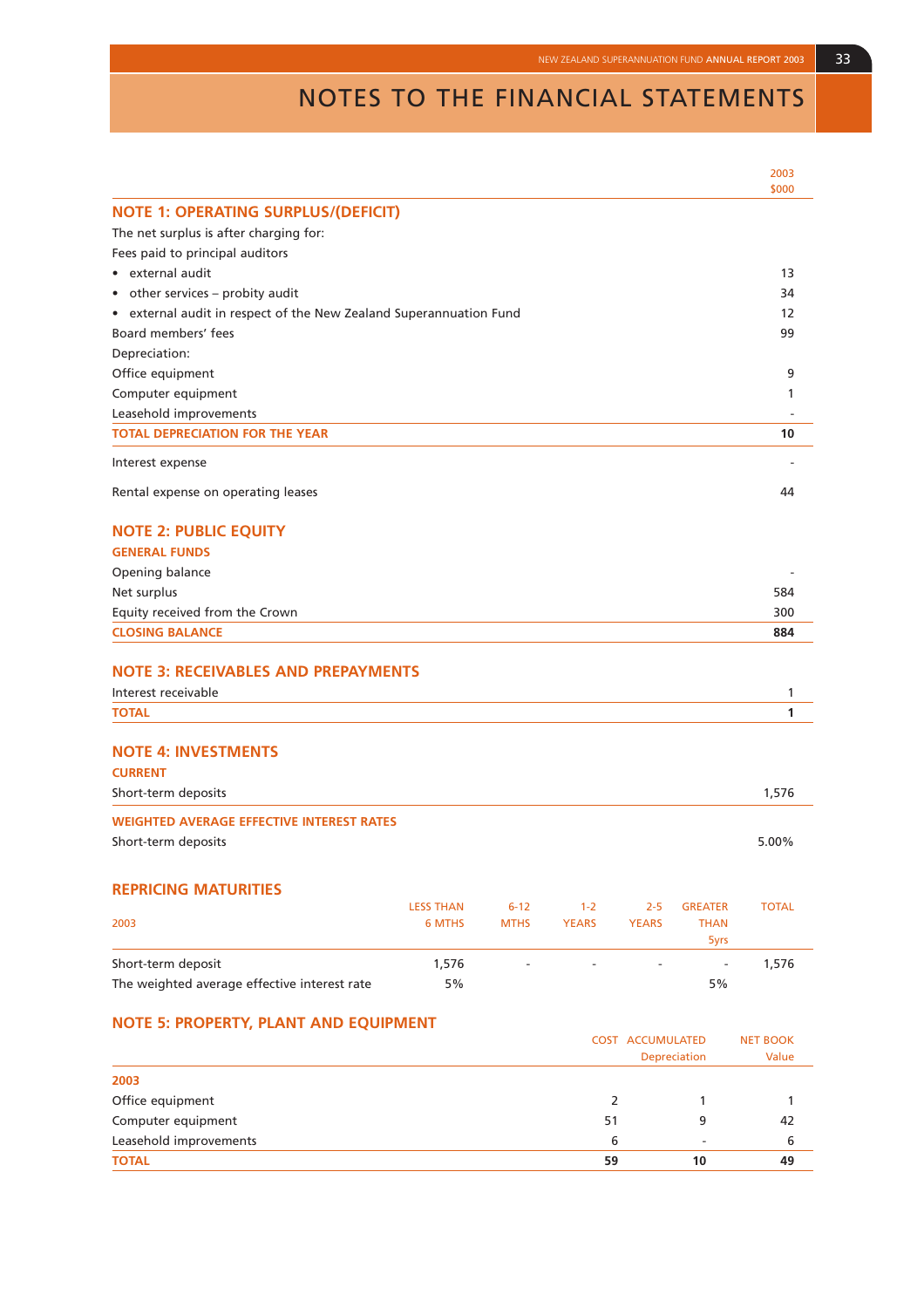# NOTES TO THE FINANCIAL STATEMENTS

| | 2003 $000 |
|---|---|
| **NOTE 1: OPERATING SURPLUS/(DEFICIT)** | |
| The net surplus is after charging for: | |
| Fees paid to principal auditors | |
| • external audit | 13 |
| • other services – probity audit | 34 |
| • external audit in respect of the New Zealand Superannuation Fund | 12 |
| Board members' fees | 99 |
| Depreciation: | |
| Office equipment | 9 |
| Computer equipment | 1 |
| Leasehold improvements | - |
| **TOTAL DEPRECIATION FOR THE YEAR** | **10** |
| Interest expense | - |
| Rental expense on operating leases | 44 |

## NOTE 2: PUBLIC EQUITY

| **GENERAL FUNDS** | 2003 $000 |
|---|---|
| Opening balance | - |
| Net surplus | 584 |
| Equity received from the Crown | 300 |
| **CLOSING BALANCE** | **884** |

## NOTE 3: RECEIVABLES AND PREPAYMENTS

| | 2003 $000 |
|---|---|
| Interest receivable | 1 |
| **TOTAL** | **1** |

## NOTE 4: INVESTMENTS

| **CURRENT** | 2003 $000 |
|---|---|
| Short-term deposits | 1,576 |
| **WEIGHTED AVERAGE EFFECTIVE INTEREST RATES** | |
| Short-term deposits | 5.00% |

### REPRICING MATURITIES

| 2003 | LESS THAN 6 MTHS | 6-12 MTHS | 1-2 YEARS | 2-5 YEARS | GREATER THAN 5yrs | TOTAL |
|---|---|---|---|---|---|---|
| Short-term deposit | 1,576 | - | - | - | - | 1,576 |
| The weighted average effective interest rate | 5% | | | | 5% | |

## NOTE 5: PROPERTY, PLANT AND EQUIPMENT

| | COST | ACCUMULATED Depreciation | NET BOOK Value |
|---|---|---|---|
| **2003** | | | |
| Office equipment | 2 | 1 | 1 |
| Computer equipment | 51 | 9 | 42 |
| Leasehold improvements | 6 | - | 6 |
| **TOTAL** | **59** | **10** | **49** |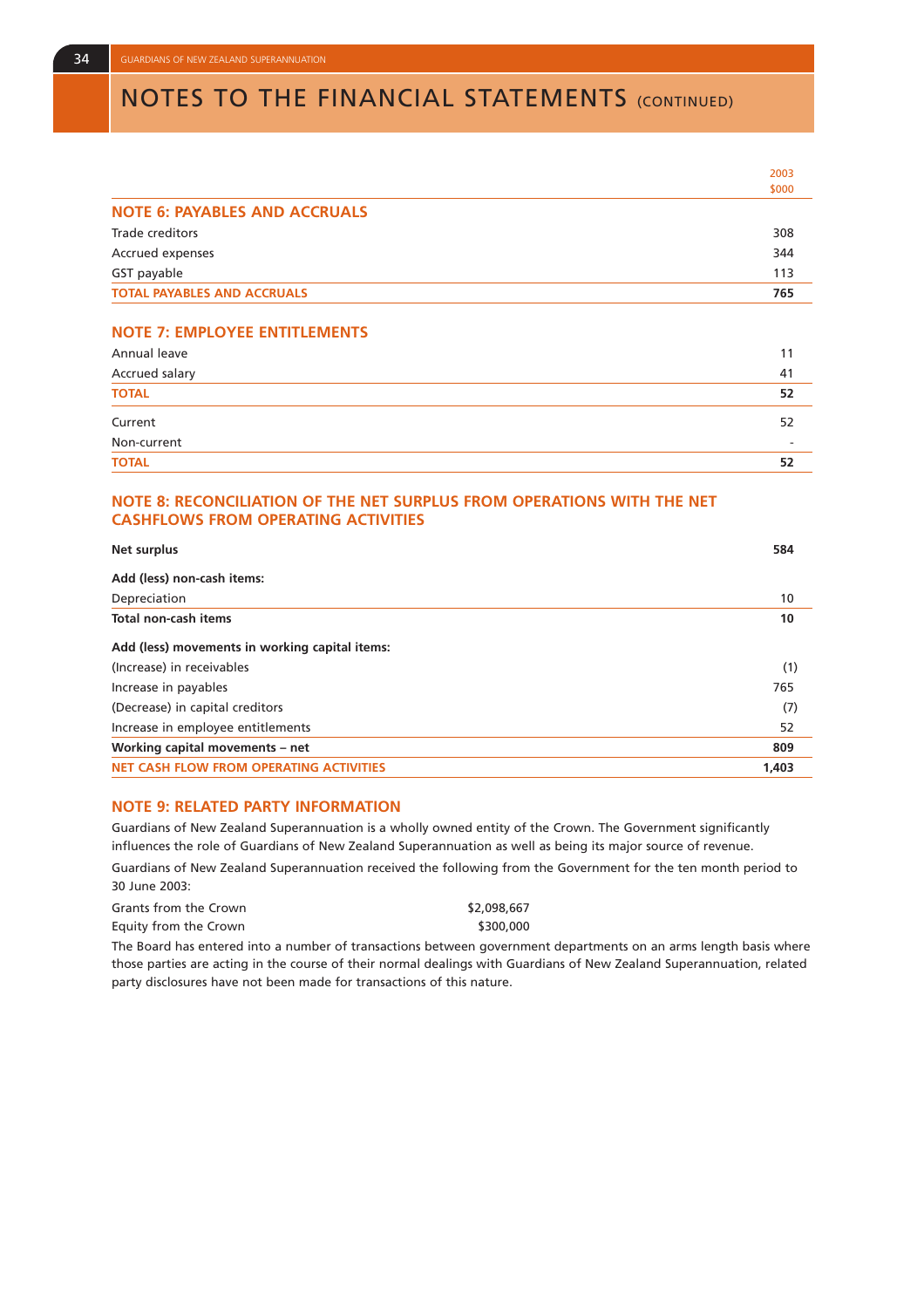# NOTES TO THE FINANCIAL STATEMENTS (CONTINUED)

| | 2003 $000 |
|---|---|
| **NOTE 6: PAYABLES AND ACCRUALS** | |
| Trade creditors | 308 |
| Accrued expenses | 344 |
| GST payable | 113 |
| **TOTAL PAYABLES AND ACCRUALS** | **765** |

## NOTE 7: EMPLOYEE ENTITLEMENTS

| | |
|---|---|
| Annual leave | 11 |
| Accrued salary | 41 |
| **TOTAL** | **52** |
| Current | 52 |
| Non-current | - |
| **TOTAL** | **52** |

## NOTE 8: RECONCILIATION OF THE NET SURPLUS FROM OPERATIONS WITH THE NET CASHFLOWS FROM OPERATING ACTIVITIES

| | |
|---|---|
| **Net surplus** | **584** |
| **Add (less) non-cash items:** | |
| Depreciation | 10 |
| **Total non-cash items** | **10** |
| **Add (less) movements in working capital items:** | |
| (Increase) in receivables | (1) |
| Increase in payables | 765 |
| (Decrease) in capital creditors | (7) |
| Increase in employee entitlements | 52 |
| **Working capital movements – net** | **809** |
| **NET CASH FLOW FROM OPERATING ACTIVITIES** | **1,403** |

## NOTE 9: RELATED PARTY INFORMATION

Guardians of New Zealand Superannuation is a wholly owned entity of the Crown. The Government significantly influences the role of Guardians of New Zealand Superannuation as well as being its major source of revenue.

Guardians of New Zealand Superannuation received the following from the Government for the ten month period to 30 June 2003:

| | |
|---|---|
| Grants from the Crown | $2,098,667 |
| Equity from the Crown | $300,000 |

The Board has entered into a number of transactions between government departments on an arms length basis where those parties are acting in the course of their normal dealings with Guardians of New Zealand Superannuation, related party disclosures have not been made for transactions of this nature.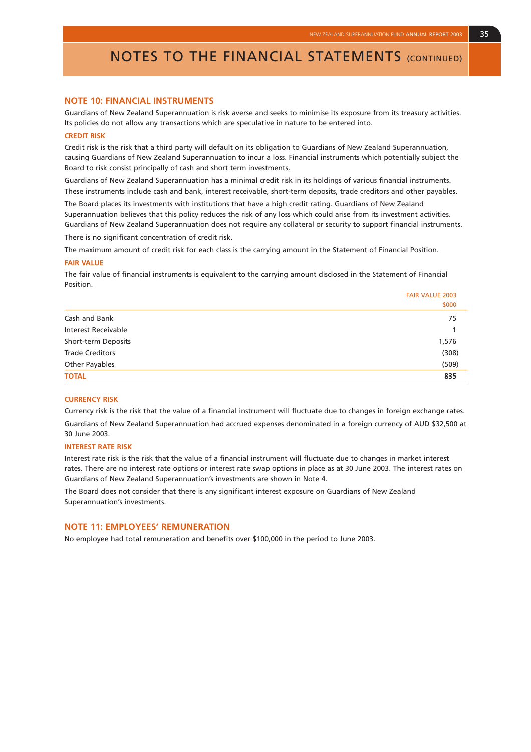# NOTES TO THE FINANCIAL STATEMENTS (CONTINUED)

## NOTE 10: FINANCIAL INSTRUMENTS

Guardians of New Zealand Superannuation is risk averse and seeks to minimise its exposure from its treasury activities. Its policies do not allow any transactions which are speculative in nature to be entered into.

### CREDIT RISK

Credit risk is the risk that a third party will default on its obligation to Guardians of New Zealand Superannuation, causing Guardians of New Zealand Superannuation to incur a loss. Financial instruments which potentially subject the Board to risk consist principally of cash and short term investments.

Guardians of New Zealand Superannuation has a minimal credit risk in its holdings of various financial instruments. These instruments include cash and bank, interest receivable, short-term deposits, trade creditors and other payables.

The Board places its investments with institutions that have a high credit rating. Guardians of New Zealand Superannuation believes that this policy reduces the risk of any loss which could arise from its investment activities. Guardians of New Zealand Superannuation does not require any collateral or security to support financial instruments.

There is no significant concentration of credit risk.

The maximum amount of credit risk for each class is the carrying amount in the Statement of Financial Position.

### FAIR VALUE

The fair value of financial instruments is equivalent to the carrying amount disclosed in the Statement of Financial Position.

| | FAIR VALUE 2003 $000 |
|---|---|
| Cash and Bank | 75 |
| Interest Receivable | 1 |
| Short-term Deposits | 1,576 |
| Trade Creditors | (308) |
| Other Payables | (509) |
| **TOTAL** | **835** |

### CURRENCY RISK

Currency risk is the risk that the value of a financial instrument will fluctuate due to changes in foreign exchange rates.

Guardians of New Zealand Superannuation had accrued expenses denominated in a foreign currency of AUD $32,500 at 30 June 2003.

### INTEREST RATE RISK

Interest rate risk is the risk that the value of a financial instrument will fluctuate due to changes in market interest rates. There are no interest rate options or interest rate swap options in place as at 30 June 2003. The interest rates on Guardians of New Zealand Superannuation's investments are shown in Note 4.

The Board does not consider that there is any significant interest exposure on Guardians of New Zealand Superannuation's investments.

## NOTE 11: EMPLOYEES' REMUNERATION

No employee had total remuneration and benefits over $100,000 in the period to June 2003.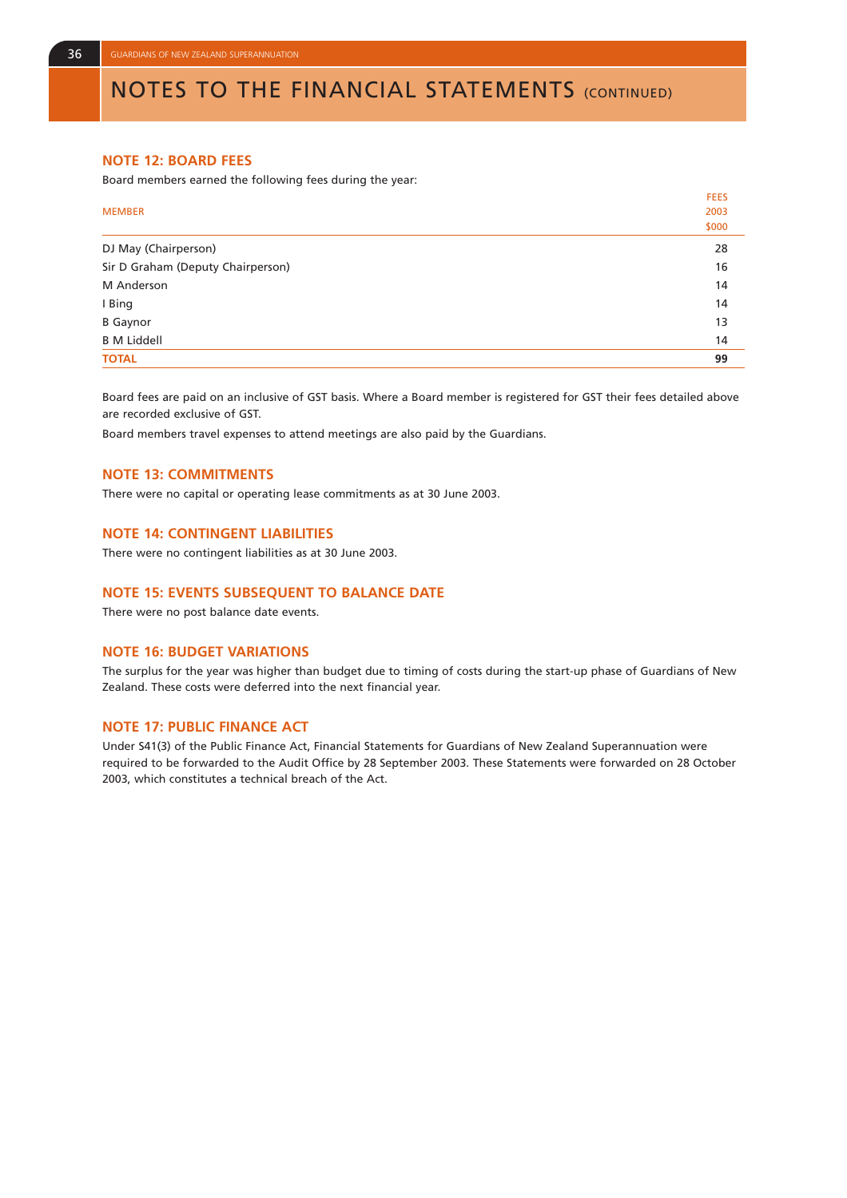# NOTES TO THE FINANCIAL STATEMENTS (CONTINUED)

## NOTE 12: BOARD FEES

Board members earned the following fees during the year:

| MEMBER | FEES 2003 $000 |
|---|---|
| DJ May (Chairperson) | 28 |
| Sir D Graham (Deputy Chairperson) | 16 |
| M Anderson | 14 |
| I Bing | 14 |
| B Gaynor | 13 |
| B M Liddell | 14 |
| **TOTAL** | **99** |

Board fees are paid on an inclusive of GST basis. Where a Board member is registered for GST their fees detailed above are recorded exclusive of GST.

Board members travel expenses to attend meetings are also paid by the Guardians.

## NOTE 13: COMMITMENTS

There were no capital or operating lease commitments as at 30 June 2003.

## NOTE 14: CONTINGENT LIABILITIES

There were no contingent liabilities as at 30 June 2003.

## NOTE 15: EVENTS SUBSEQUENT TO BALANCE DATE

There were no post balance date events.

## NOTE 16: BUDGET VARIATIONS

The surplus for the year was higher than budget due to timing of costs during the start-up phase of Guardians of New Zealand. These costs were deferred into the next financial year.

## NOTE 17: PUBLIC FINANCE ACT

Under S41(3) of the Public Finance Act, Financial Statements for Guardians of New Zealand Superannuation were required to be forwarded to the Audit Office by 28 September 2003. These Statements were forwarded on 28 October 2003, which constitutes a technical breach of the Act.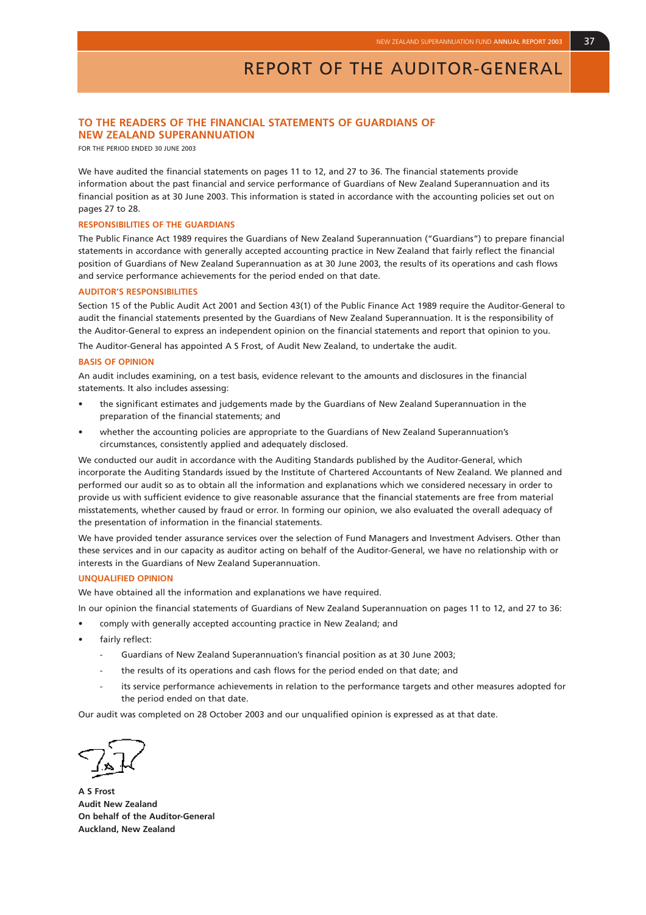# REPORT OF THE AUDITOR-GENERAL

## TO THE READERS OF THE FINANCIAL STATEMENTS OF GUARDIANS OF NEW ZEALAND SUPERANNUATION

FOR THE PERIOD ENDED 30 JUNE 2003

We have audited the financial statements on pages 11 to 12, and 27 to 36. The financial statements provide information about the past financial and service performance of Guardians of New Zealand Superannuation and its financial position as at 30 June 2003. This information is stated in accordance with the accounting policies set out on pages 27 to 28.

### RESPONSIBILITIES OF THE GUARDIANS

The Public Finance Act 1989 requires the Guardians of New Zealand Superannuation ("Guardians") to prepare financial statements in accordance with generally accepted accounting practice in New Zealand that fairly reflect the financial position of Guardians of New Zealand Superannuation as at 30 June 2003, the results of its operations and cash flows and service performance achievements for the period ended on that date.

### AUDITOR'S RESPONSIBILITIES

Section 15 of the Public Audit Act 2001 and Section 43(1) of the Public Finance Act 1989 require the Auditor-General to audit the financial statements presented by the Guardians of New Zealand Superannuation. It is the responsibility of the Auditor-General to express an independent opinion on the financial statements and report that opinion to you.

The Auditor-General has appointed A S Frost, of Audit New Zealand, to undertake the audit.

### BASIS OF OPINION

An audit includes examining, on a test basis, evidence relevant to the amounts and disclosures in the financial statements. It also includes assessing:

- the significant estimates and judgements made by the Guardians of New Zealand Superannuation in the preparation of the financial statements; and
- whether the accounting policies are appropriate to the Guardians of New Zealand Superannuation's circumstances, consistently applied and adequately disclosed.

We conducted our audit in accordance with the Auditing Standards published by the Auditor-General, which incorporate the Auditing Standards issued by the Institute of Chartered Accountants of New Zealand. We planned and performed our audit so as to obtain all the information and explanations which we considered necessary in order to provide us with sufficient evidence to give reasonable assurance that the financial statements are free from material misstatements, whether caused by fraud or error. In forming our opinion, we also evaluated the overall adequacy of the presentation of information in the financial statements.

We have provided tender assurance services over the selection of Fund Managers and Investment Advisers. Other than these services and in our capacity as auditor acting on behalf of the Auditor-General, we have no relationship with or interests in the Guardians of New Zealand Superannuation.

### UNQUALIFIED OPINION

We have obtained all the information and explanations we have required.

In our opinion the financial statements of Guardians of New Zealand Superannuation on pages 11 to 12, and 27 to 36:

- comply with generally accepted accounting practice in New Zealand; and
- fairly reflect:
  - Guardians of New Zealand Superannuation's financial position as at 30 June 2003;
  - the results of its operations and cash flows for the period ended on that date; and
  - its service performance achievements in relation to the performance targets and other measures adopted for the period ended on that date.

Our audit was completed on 28 October 2003 and our unqualified opinion is expressed as at that date.

**A S Frost**
**Audit New Zealand**
**On behalf of the Auditor-General**
**Auckland, New Zealand**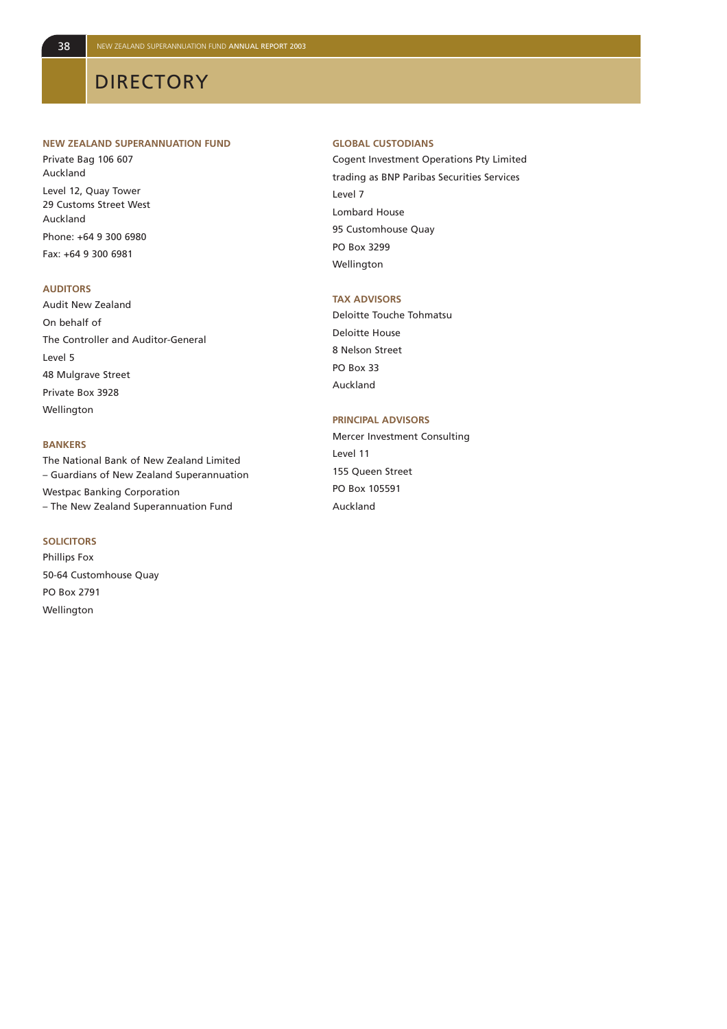# DIRECTORY

### NEW ZEALAND SUPERANNUATION FUND

Private Bag 106 607
Auckland

Level 12, Quay Tower
29 Customs Street West
Auckland

Phone: +64 9 300 6980

Fax: +64 9 300 6981

### AUDITORS

Audit New Zealand
On behalf of
The Controller and Auditor-General
Level 5
48 Mulgrave Street
Private Box 3928
Wellington

### BANKERS

The National Bank of New Zealand Limited
– Guardians of New Zealand Superannuation

Westpac Banking Corporation
– The New Zealand Superannuation Fund

### SOLICITORS

Phillips Fox
50-64 Customhouse Quay
PO Box 2791
Wellington

### GLOBAL CUSTODIANS

Cogent Investment Operations Pty Limited
trading as BNP Paribas Securities Services
Level 7
Lombard House
95 Customhouse Quay
PO Box 3299
Wellington

### TAX ADVISORS

Deloitte Touche Tohmatsu
Deloitte House
8 Nelson Street
PO Box 33
Auckland

### PRINCIPAL ADVISORS

Mercer Investment Consulting
Level 11
155 Queen Street
PO Box 105591
Auckland